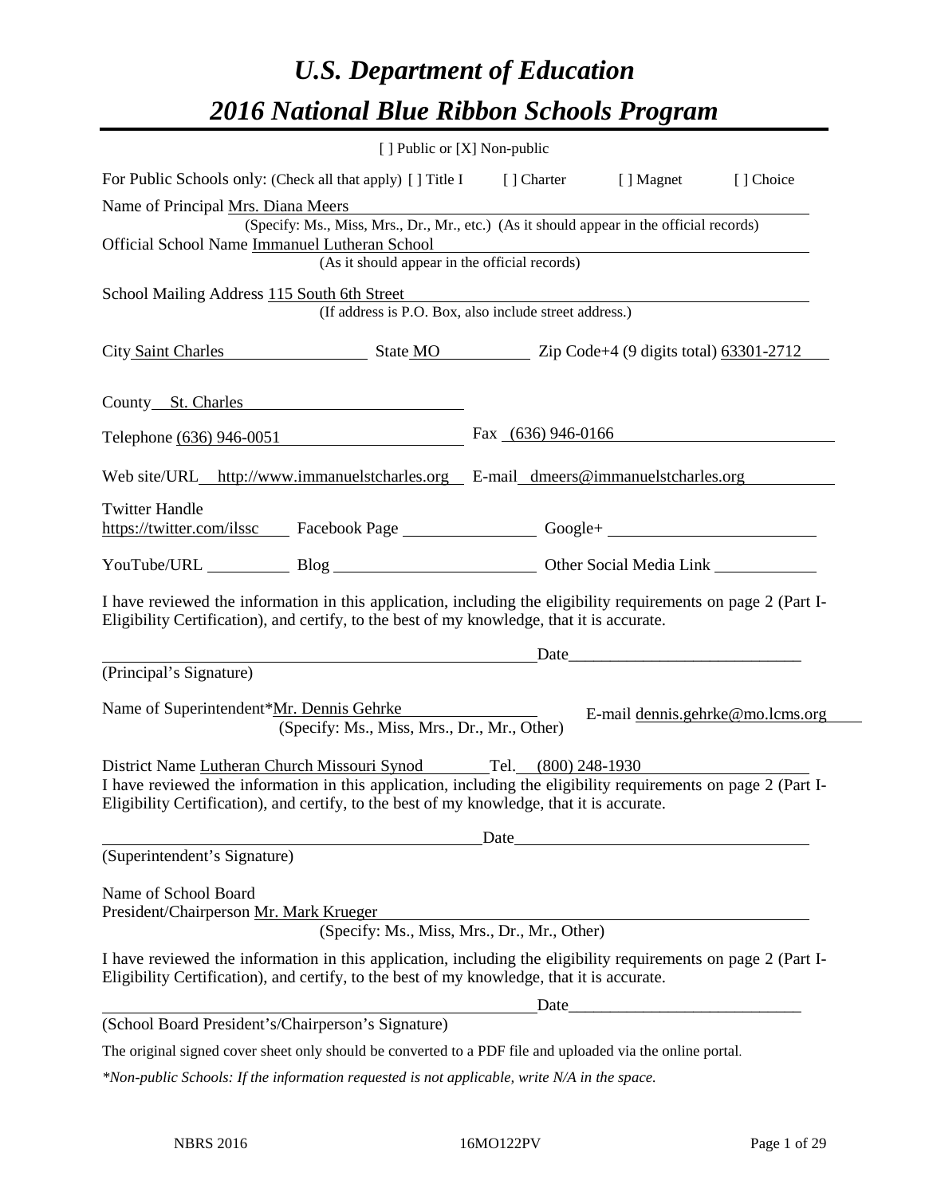# *U.S. Department of Education*

# *2016 National Blue Ribbon Schools Program*

[ ] Public or [X] Non-public

For Public Schools only: (Check all that apply) [ ] Title I [ ] Charter [ ] Magnet [ ] Choice

Name of Principal Mrs. Diana Meers
(Specify: Ms., Miss, Mrs., Dr., Mr., etc.) (As it should appear in the official records)

Official School Name Immanuel Lutheran School
(As it should appear in the official records)

School Mailing Address 115 South 6th Street
(If address is P.O. Box, also include street address.)

City Saint Charles State MO Zip Code+4 (9 digits total) 63301-2712

County St. Charles

Telephone (636) 946-0051 Fax (636) 946-0166

Web site/URL http://www.immanuelstcharles.org E-mail dmeers@immanuelstcharles.org

Twitter Handle
https://twitter.com/ilssc Facebook Page ____________ Google+ ____________

YouTube/URL ____________ Blog ____________ Other Social Media Link ____________

I have reviewed the information in this application, including the eligibility requirements on page 2 (Part I-Eligibility Certification), and certify, to the best of my knowledge, that it is accurate.

_____________________________ Date_____________________________
(Principal's Signature)

Name of Superintendent*Mr. Dennis Gehrke E-mail dennis.gehrke@mo.lcms.org
(Specify: Ms., Miss, Mrs., Dr., Mr., Other)

District Name Lutheran Church Missouri Synod Tel. (800) 248-1930

I have reviewed the information in this application, including the eligibility requirements on page 2 (Part I-Eligibility Certification), and certify, to the best of my knowledge, that it is accurate.

_____________________________ Date_____________________________
(Superintendent's Signature)

Name of School Board
President/Chairperson Mr. Mark Krueger
(Specify: Ms., Miss, Mrs., Dr., Mr., Other)

I have reviewed the information in this application, including the eligibility requirements on page 2 (Part I-Eligibility Certification), and certify, to the best of my knowledge, that it is accurate.

_____________________________ Date_____________________________
(School Board President's/Chairperson's Signature)

The original signed cover sheet only should be converted to a PDF file and uploaded via the online portal.

*\*Non-public Schools: If the information requested is not applicable, write N/A in the space.*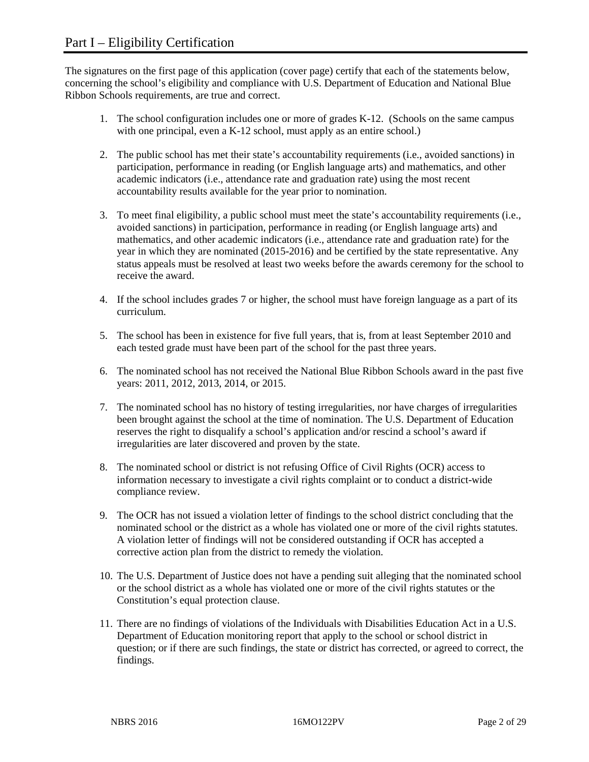# Part I – Eligibility Certification

The signatures on the first page of this application (cover page) certify that each of the statements below, concerning the school's eligibility and compliance with U.S. Department of Education and National Blue Ribbon Schools requirements, are true and correct.

1. The school configuration includes one or more of grades K-12. (Schools on the same campus with one principal, even a K-12 school, must apply as an entire school.)

2. The public school has met their state's accountability requirements (i.e., avoided sanctions) in participation, performance in reading (or English language arts) and mathematics, and other academic indicators (i.e., attendance rate and graduation rate) using the most recent accountability results available for the year prior to nomination.

3. To meet final eligibility, a public school must meet the state's accountability requirements (i.e., avoided sanctions) in participation, performance in reading (or English language arts) and mathematics, and other academic indicators (i.e., attendance rate and graduation rate) for the year in which they are nominated (2015-2016) and be certified by the state representative. Any status appeals must be resolved at least two weeks before the awards ceremony for the school to receive the award.

4. If the school includes grades 7 or higher, the school must have foreign language as a part of its curriculum.

5. The school has been in existence for five full years, that is, from at least September 2010 and each tested grade must have been part of the school for the past three years.

6. The nominated school has not received the National Blue Ribbon Schools award in the past five years: 2011, 2012, 2013, 2014, or 2015.

7. The nominated school has no history of testing irregularities, nor have charges of irregularities been brought against the school at the time of nomination. The U.S. Department of Education reserves the right to disqualify a school's application and/or rescind a school's award if irregularities are later discovered and proven by the state.

8. The nominated school or district is not refusing Office of Civil Rights (OCR) access to information necessary to investigate a civil rights complaint or to conduct a district-wide compliance review.

9. The OCR has not issued a violation letter of findings to the school district concluding that the nominated school or the district as a whole has violated one or more of the civil rights statutes. A violation letter of findings will not be considered outstanding if OCR has accepted a corrective action plan from the district to remedy the violation.

10. The U.S. Department of Justice does not have a pending suit alleging that the nominated school or the school district as a whole has violated one or more of the civil rights statutes or the Constitution's equal protection clause.

11. There are no findings of violations of the Individuals with Disabilities Education Act in a U.S. Department of Education monitoring report that apply to the school or school district in question; or if there are such findings, the state or district has corrected, or agreed to correct, the findings.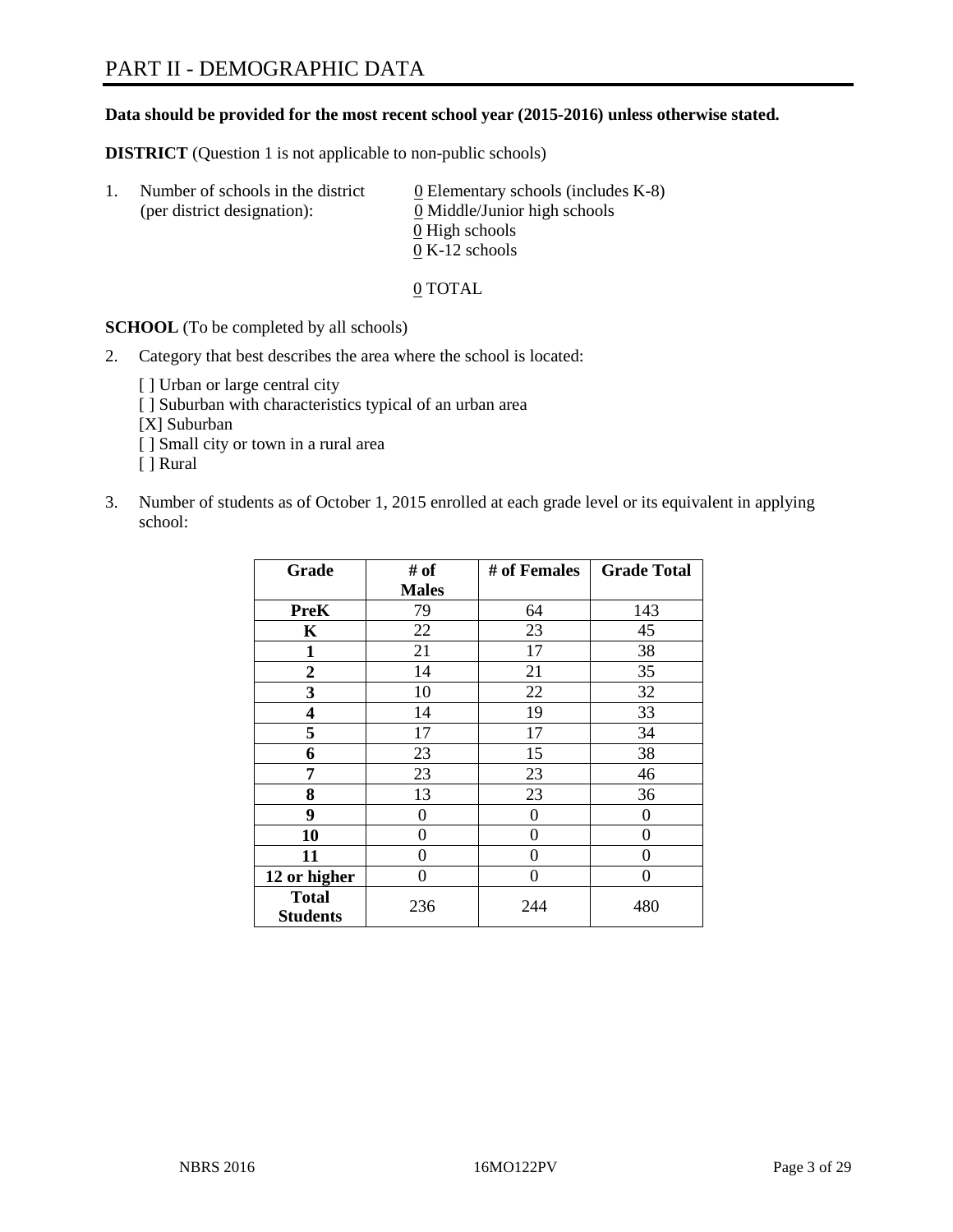# PART II - DEMOGRAPHIC DATA

**Data should be provided for the most recent school year (2015-2016) unless otherwise stated.**

**DISTRICT** (Question 1 is not applicable to non-public schools)

1. Number of schools in the district (per district designation):
   0 Elementary schools (includes K-8)
   0 Middle/Junior high schools
   0 High schools
   0 K-12 schools

   0 TOTAL

**SCHOOL** (To be completed by all schools)

2. Category that best describes the area where the school is located:

   [ ] Urban or large central city
   [ ] Suburban with characteristics typical of an urban area
   [X] Suburban
   [ ] Small city or town in a rural area
   [ ] Rural

3. Number of students as of October 1, 2015 enrolled at each grade level or its equivalent in applying school:

| Grade | # of Males | # of Females | Grade Total |
|---|---|---|---|
| **PreK** | 79 | 64 | 143 |
| **K** | 22 | 23 | 45 |
| **1** | 21 | 17 | 38 |
| **2** | 14 | 21 | 35 |
| **3** | 10 | 22 | 32 |
| **4** | 14 | 19 | 33 |
| **5** | 17 | 17 | 34 |
| **6** | 23 | 15 | 38 |
| **7** | 23 | 23 | 46 |
| **8** | 13 | 23 | 36 |
| **9** | 0 | 0 | 0 |
| **10** | 0 | 0 | 0 |
| **11** | 0 | 0 | 0 |
| **12 or higher** | 0 | 0 | 0 |
| **Total Students** | 236 | 244 | 480 |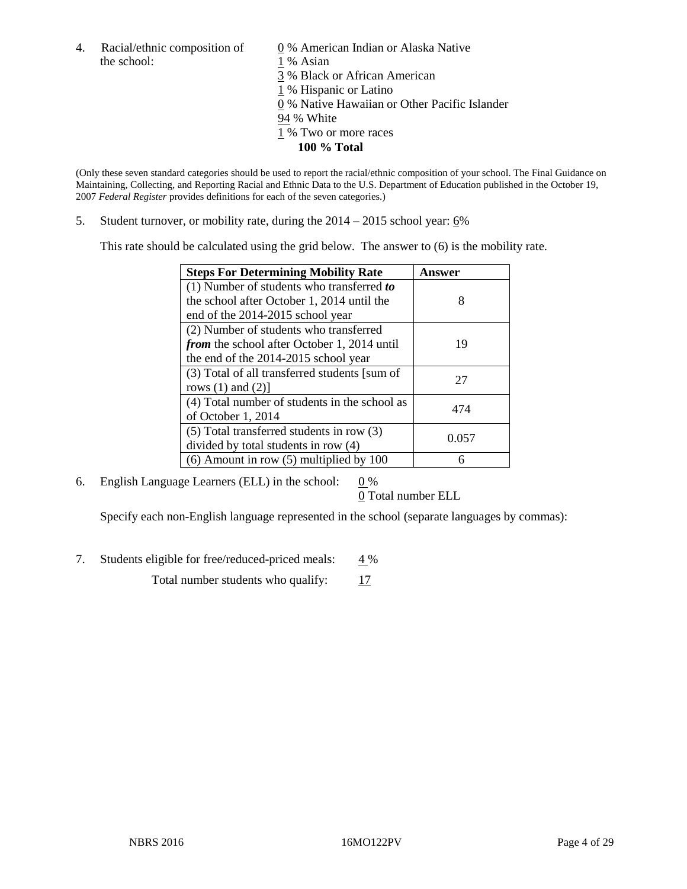4. Racial/ethnic composition of the school:

0 % American Indian or Alaska Native
1 % Asian
3 % Black or African American
1 % Hispanic or Latino
0 % Native Hawaiian or Other Pacific Islander
94 % White
1 % Two or more races
**100 % Total**

(Only these seven standard categories should be used to report the racial/ethnic composition of your school. The Final Guidance on Maintaining, Collecting, and Reporting Racial and Ethnic Data to the U.S. Department of Education published in the October 19, 2007 *Federal Register* provides definitions for each of the seven categories.)

5. Student turnover, or mobility rate, during the 2014 – 2015 school year: 6%

This rate should be calculated using the grid below. The answer to (6) is the mobility rate.

| **Steps For Determining Mobility Rate** | **Answer** |
|---|---|
| (1) Number of students who transferred ***to*** the school after October 1, 2014 until the end of the 2014-2015 school year | 8 |
| (2) Number of students who transferred ***from*** the school after October 1, 2014 until the end of the 2014-2015 school year | 19 |
| (3) Total of all transferred students [sum of rows (1) and (2)] | 27 |
| (4) Total number of students in the school as of October 1, 2014 | 474 |
| (5) Total transferred students in row (3) divided by total students in row (4) | 0.057 |
| (6) Amount in row (5) multiplied by 100 | 6 |

6. English Language Learners (ELL) in the school: 0 %
0 Total number ELL

Specify each non-English language represented in the school (separate languages by commas):

7. Students eligible for free/reduced-priced meals: 4 %
Total number students who qualify: 17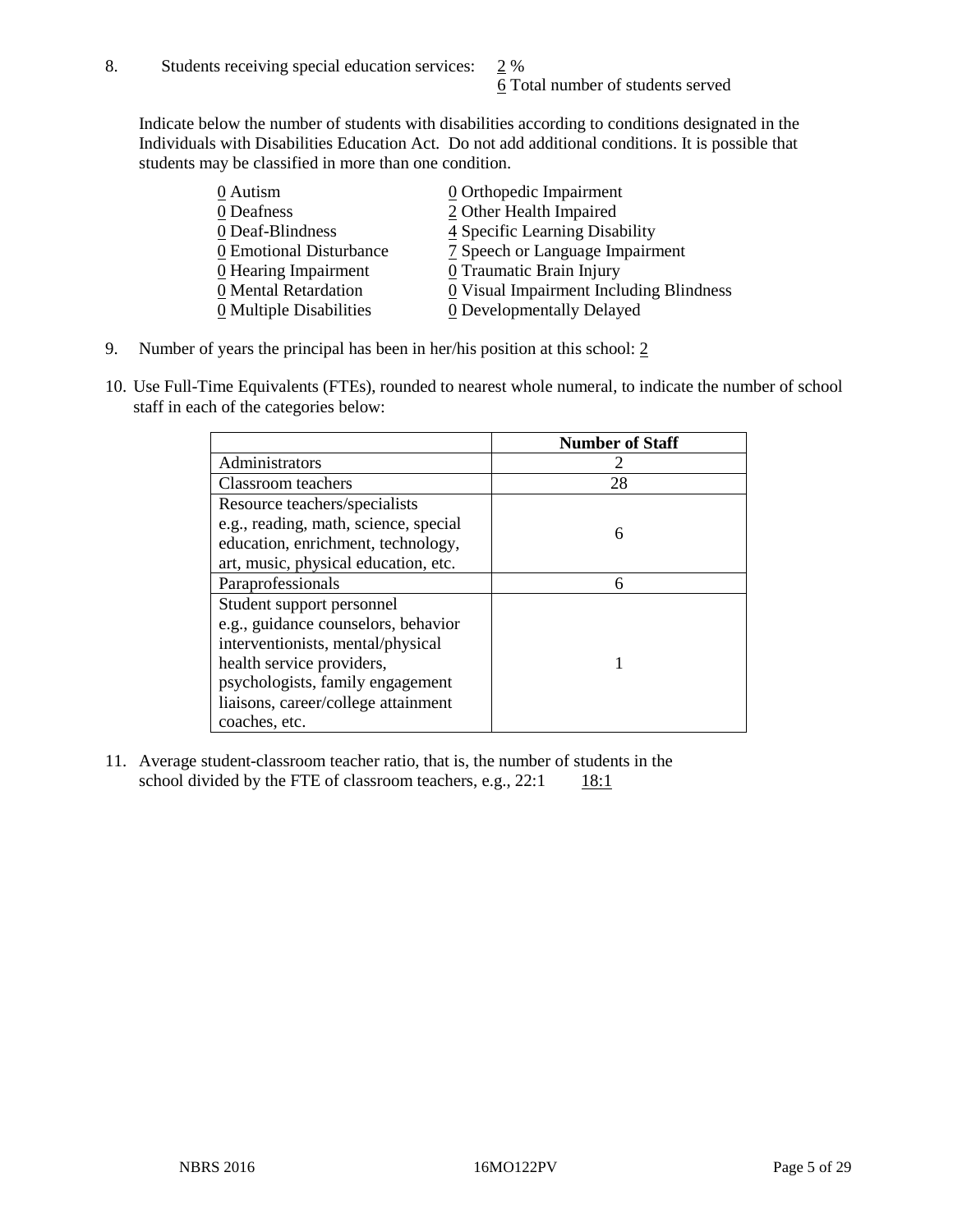8. Students receiving special education services: 2 %
6 Total number of students served

Indicate below the number of students with disabilities according to conditions designated in the Individuals with Disabilities Education Act. Do not add additional conditions. It is possible that students may be classified in more than one condition.

| | |
|---|---|
| 0 Autism | 0 Orthopedic Impairment |
| 0 Deafness | 2 Other Health Impaired |
| 0 Deaf-Blindness | 4 Specific Learning Disability |
| 0 Emotional Disturbance | 7 Speech or Language Impairment |
| 0 Hearing Impairment | 0 Traumatic Brain Injury |
| 0 Mental Retardation | 0 Visual Impairment Including Blindness |
| 0 Multiple Disabilities | 0 Developmentally Delayed |

9. Number of years the principal has been in her/his position at this school: 2

10. Use Full-Time Equivalents (FTEs), rounded to nearest whole numeral, to indicate the number of school staff in each of the categories below:

| | Number of Staff |
|---|---|
| Administrators | 2 |
| Classroom teachers | 28 |
| Resource teachers/specialists e.g., reading, math, science, special education, enrichment, technology, art, music, physical education, etc. | 6 |
| Paraprofessionals | 6 |
| Student support personnel e.g., guidance counselors, behavior interventionists, mental/physical health service providers, psychologists, family engagement liaisons, career/college attainment coaches, etc. | 1 |

11. Average student-classroom teacher ratio, that is, the number of students in the school divided by the FTE of classroom teachers, e.g., 22:1 18:1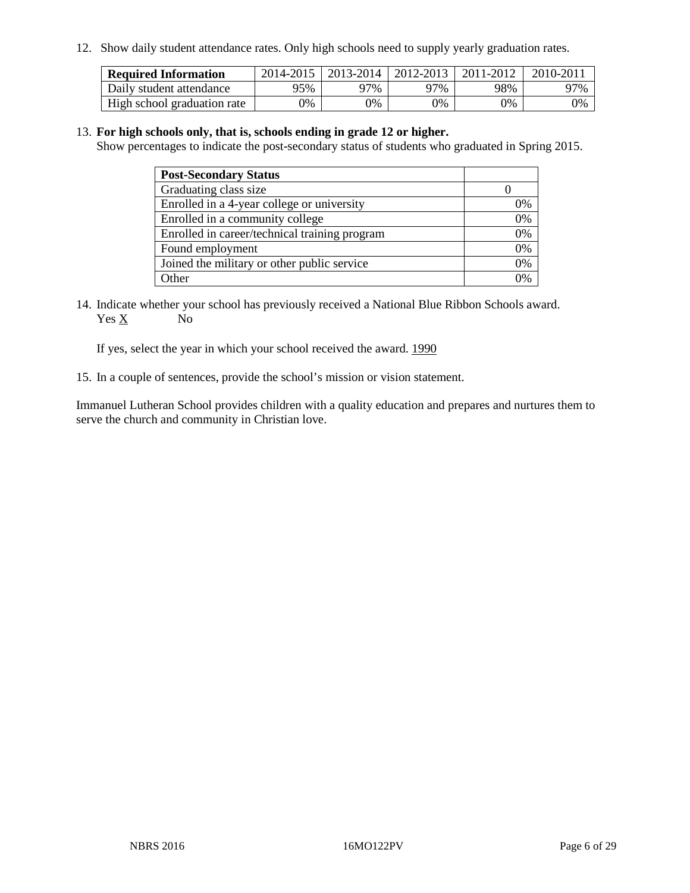12. Show daily student attendance rates. Only high schools need to supply yearly graduation rates.

| Required Information | 2014-2015 | 2013-2014 | 2012-2013 | 2011-2012 | 2010-2011 |
|---|---|---|---|---|---|
| Daily student attendance | 95% | 97% | 97% | 98% | 97% |
| High school graduation rate | 0% | 0% | 0% | 0% | 0% |

13. **For high schools only, that is, schools ending in grade 12 or higher.**
Show percentages to indicate the post-secondary status of students who graduated in Spring 2015.

| Post-Secondary Status | |
|---|---|
| Graduating class size | 0 |
| Enrolled in a 4-year college or university | 0% |
| Enrolled in a community college | 0% |
| Enrolled in career/technical training program | 0% |
| Found employment | 0% |
| Joined the military or other public service | 0% |
| Other | 0% |

14. Indicate whether your school has previously received a National Blue Ribbon Schools award.
Yes X No

If yes, select the year in which your school received the award. 1990

15. In a couple of sentences, provide the school's mission or vision statement.

Immanuel Lutheran School provides children with a quality education and prepares and nurtures them to serve the church and community in Christian love.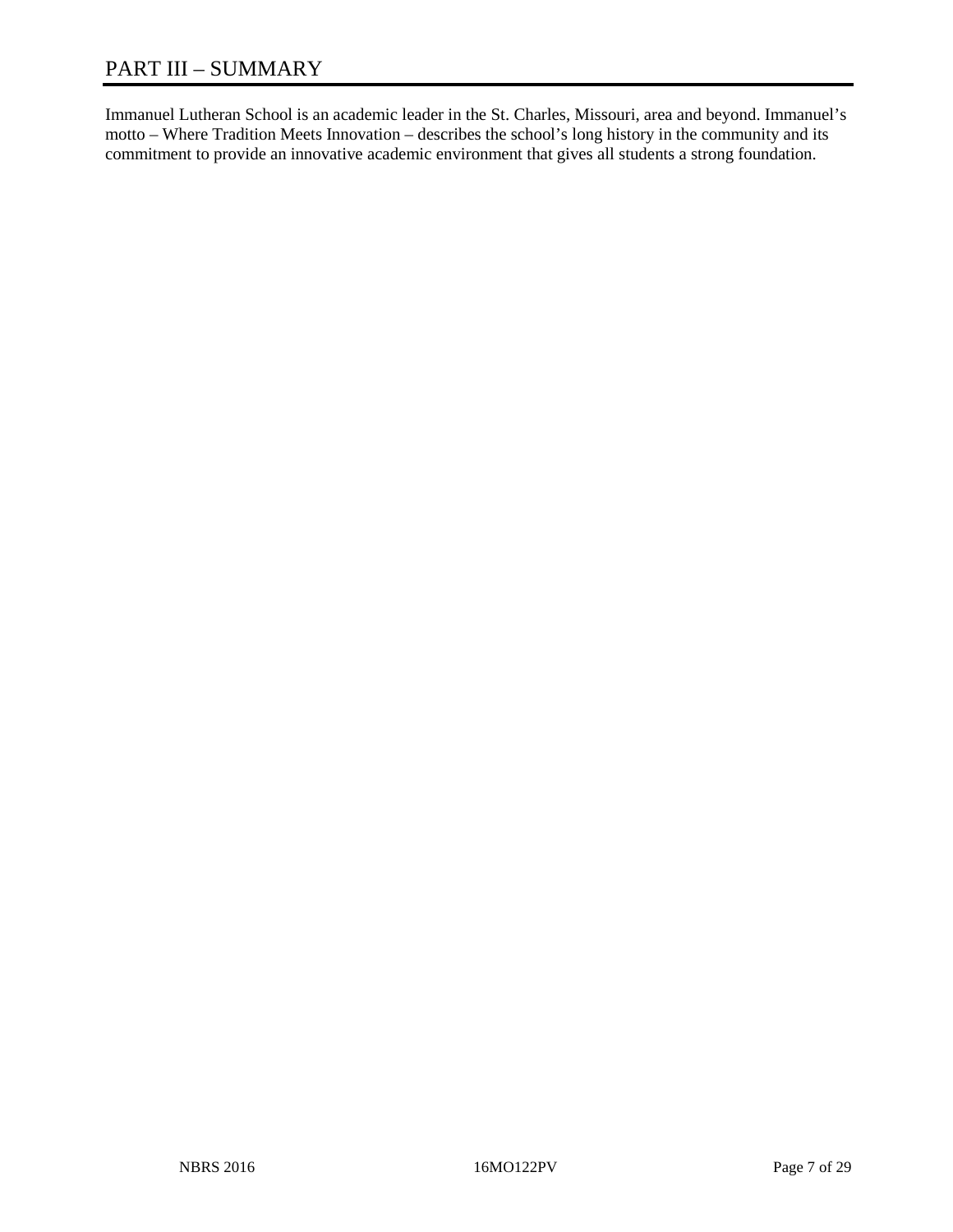# PART III – SUMMARY

Immanuel Lutheran School is an academic leader in the St. Charles, Missouri, area and beyond. Immanuel's motto – Where Tradition Meets Innovation – describes the school's long history in the community and its commitment to provide an innovative academic environment that gives all students a strong foundation.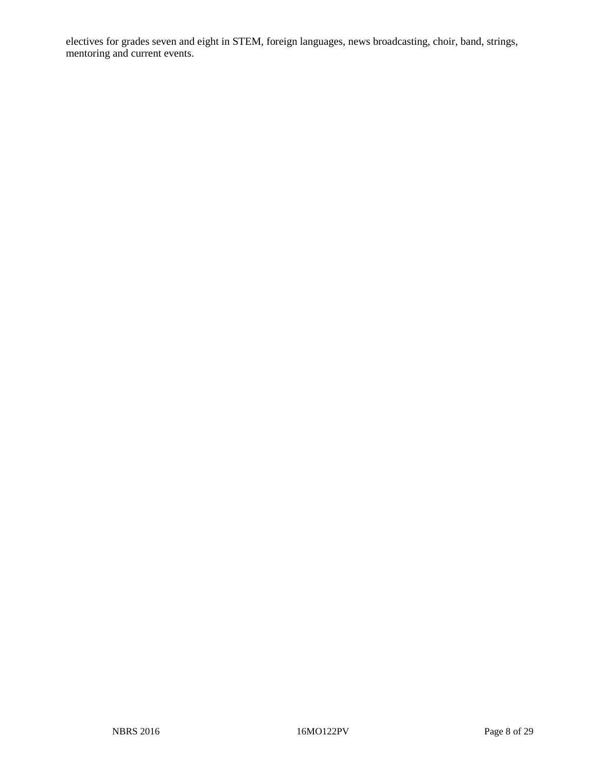electives for grades seven and eight in STEM, foreign languages, news broadcasting, choir, band, strings, mentoring and current events.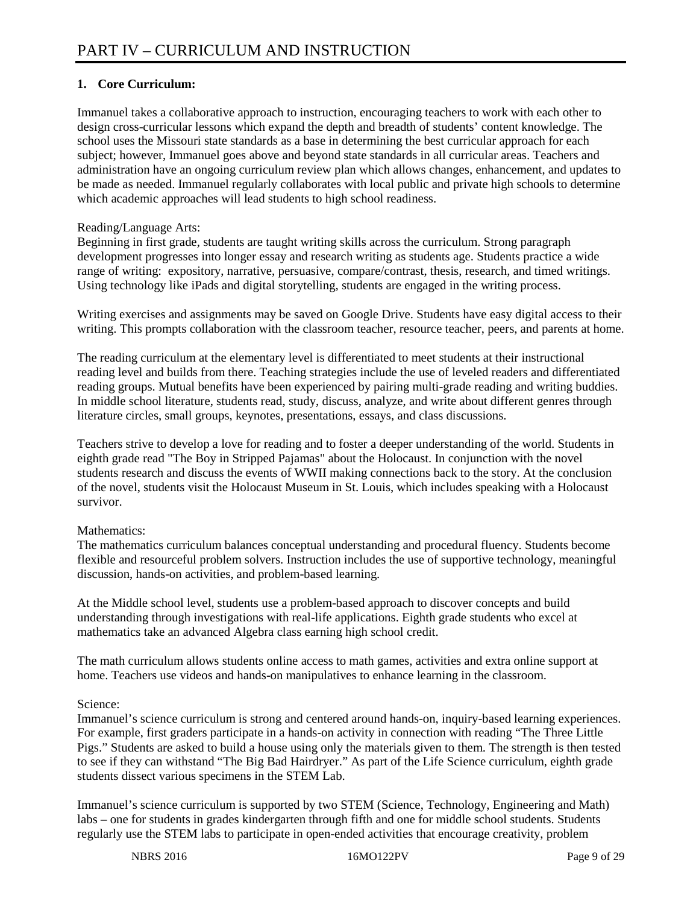# PART IV – CURRICULUM AND INSTRUCTION

**1. Core Curriculum:**

Immanuel takes a collaborative approach to instruction, encouraging teachers to work with each other to design cross-curricular lessons which expand the depth and breadth of students' content knowledge. The school uses the Missouri state standards as a base in determining the best curricular approach for each subject; however, Immanuel goes above and beyond state standards in all curricular areas. Teachers and administration have an ongoing curriculum review plan which allows changes, enhancement, and updates to be made as needed. Immanuel regularly collaborates with local public and private high schools to determine which academic approaches will lead students to high school readiness.

Reading/Language Arts:
Beginning in first grade, students are taught writing skills across the curriculum. Strong paragraph development progresses into longer essay and research writing as students age. Students practice a wide range of writing: expository, narrative, persuasive, compare/contrast, thesis, research, and timed writings. Using technology like iPads and digital storytelling, students are engaged in the writing process.

Writing exercises and assignments may be saved on Google Drive. Students have easy digital access to their writing. This prompts collaboration with the classroom teacher, resource teacher, peers, and parents at home.

The reading curriculum at the elementary level is differentiated to meet students at their instructional reading level and builds from there. Teaching strategies include the use of leveled readers and differentiated reading groups. Mutual benefits have been experienced by pairing multi-grade reading and writing buddies. In middle school literature, students read, study, discuss, analyze, and write about different genres through literature circles, small groups, keynotes, presentations, essays, and class discussions.

Teachers strive to develop a love for reading and to foster a deeper understanding of the world. Students in eighth grade read "The Boy in Stripped Pajamas" about the Holocaust. In conjunction with the novel students research and discuss the events of WWII making connections back to the story. At the conclusion of the novel, students visit the Holocaust Museum in St. Louis, which includes speaking with a Holocaust survivor.

Mathematics:
The mathematics curriculum balances conceptual understanding and procedural fluency. Students become flexible and resourceful problem solvers. Instruction includes the use of supportive technology, meaningful discussion, hands-on activities, and problem-based learning.

At the Middle school level, students use a problem-based approach to discover concepts and build understanding through investigations with real-life applications. Eighth grade students who excel at mathematics take an advanced Algebra class earning high school credit.

The math curriculum allows students online access to math games, activities and extra online support at home. Teachers use videos and hands-on manipulatives to enhance learning in the classroom.

Science:
Immanuel's science curriculum is strong and centered around hands-on, inquiry-based learning experiences. For example, first graders participate in a hands-on activity in connection with reading "The Three Little Pigs." Students are asked to build a house using only the materials given to them. The strength is then tested to see if they can withstand "The Big Bad Hairdryer." As part of the Life Science curriculum, eighth grade students dissect various specimens in the STEM Lab.

Immanuel's science curriculum is supported by two STEM (Science, Technology, Engineering and Math) labs – one for students in grades kindergarten through fifth and one for middle school students. Students regularly use the STEM labs to participate in open-ended activities that encourage creativity, problem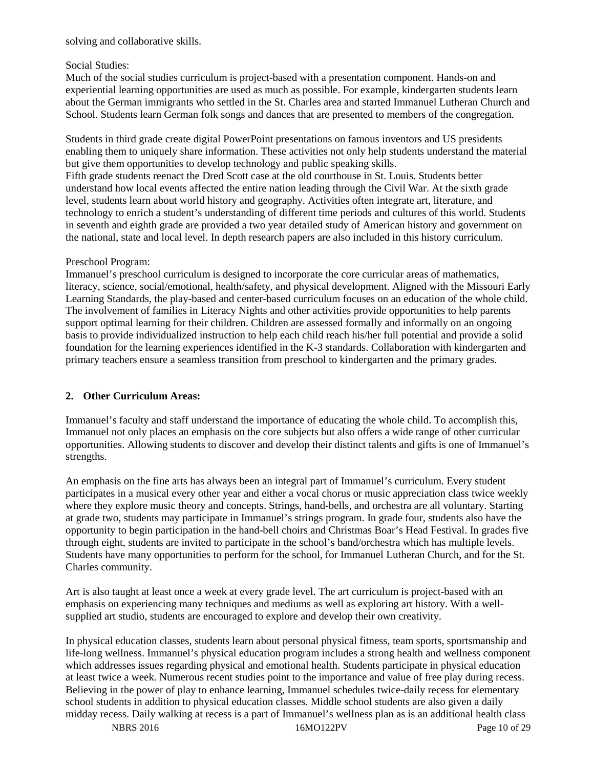solving and collaborative skills.

Social Studies:
Much of the social studies curriculum is project-based with a presentation component. Hands-on and experiential learning opportunities are used as much as possible. For example, kindergarten students learn about the German immigrants who settled in the St. Charles area and started Immanuel Lutheran Church and School. Students learn German folk songs and dances that are presented to members of the congregation.

Students in third grade create digital PowerPoint presentations on famous inventors and US presidents enabling them to uniquely share information. These activities not only help students understand the material but give them opportunities to develop technology and public speaking skills.
Fifth grade students reenact the Dred Scott case at the old courthouse in St. Louis. Students better understand how local events affected the entire nation leading through the Civil War. At the sixth grade level, students learn about world history and geography. Activities often integrate art, literature, and technology to enrich a student's understanding of different time periods and cultures of this world. Students in seventh and eighth grade are provided a two year detailed study of American history and government on the national, state and local level. In depth research papers are also included in this history curriculum.

Preschool Program:
Immanuel's preschool curriculum is designed to incorporate the core curricular areas of mathematics, literacy, science, social/emotional, health/safety, and physical development. Aligned with the Missouri Early Learning Standards, the play-based and center-based curriculum focuses on an education of the whole child. The involvement of families in Literacy Nights and other activities provide opportunities to help parents support optimal learning for their children. Children are assessed formally and informally on an ongoing basis to provide individualized instruction to help each child reach his/her full potential and provide a solid foundation for the learning experiences identified in the K-3 standards. Collaboration with kindergarten and primary teachers ensure a seamless transition from preschool to kindergarten and the primary grades.

**2. Other Curriculum Areas:**

Immanuel's faculty and staff understand the importance of educating the whole child. To accomplish this, Immanuel not only places an emphasis on the core subjects but also offers a wide range of other curricular opportunities. Allowing students to discover and develop their distinct talents and gifts is one of Immanuel's strengths.

An emphasis on the fine arts has always been an integral part of Immanuel's curriculum. Every student participates in a musical every other year and either a vocal chorus or music appreciation class twice weekly where they explore music theory and concepts. Strings, hand-bells, and orchestra are all voluntary. Starting at grade two, students may participate in Immanuel's strings program. In grade four, students also have the opportunity to begin participation in the hand-bell choirs and Christmas Boar's Head Festival. In grades five through eight, students are invited to participate in the school's band/orchestra which has multiple levels. Students have many opportunities to perform for the school, for Immanuel Lutheran Church, and for the St. Charles community.

Art is also taught at least once a week at every grade level. The art curriculum is project-based with an emphasis on experiencing many techniques and mediums as well as exploring art history. With a well-supplied art studio, students are encouraged to explore and develop their own creativity.

In physical education classes, students learn about personal physical fitness, team sports, sportsmanship and life-long wellness. Immanuel's physical education program includes a strong health and wellness component which addresses issues regarding physical and emotional health. Students participate in physical education at least twice a week. Numerous recent studies point to the importance and value of free play during recess. Believing in the power of play to enhance learning, Immanuel schedules twice-daily recess for elementary school students in addition to physical education classes. Middle school students are also given a daily midday recess. Daily walking at recess is a part of Immanuel's wellness plan as is an additional health class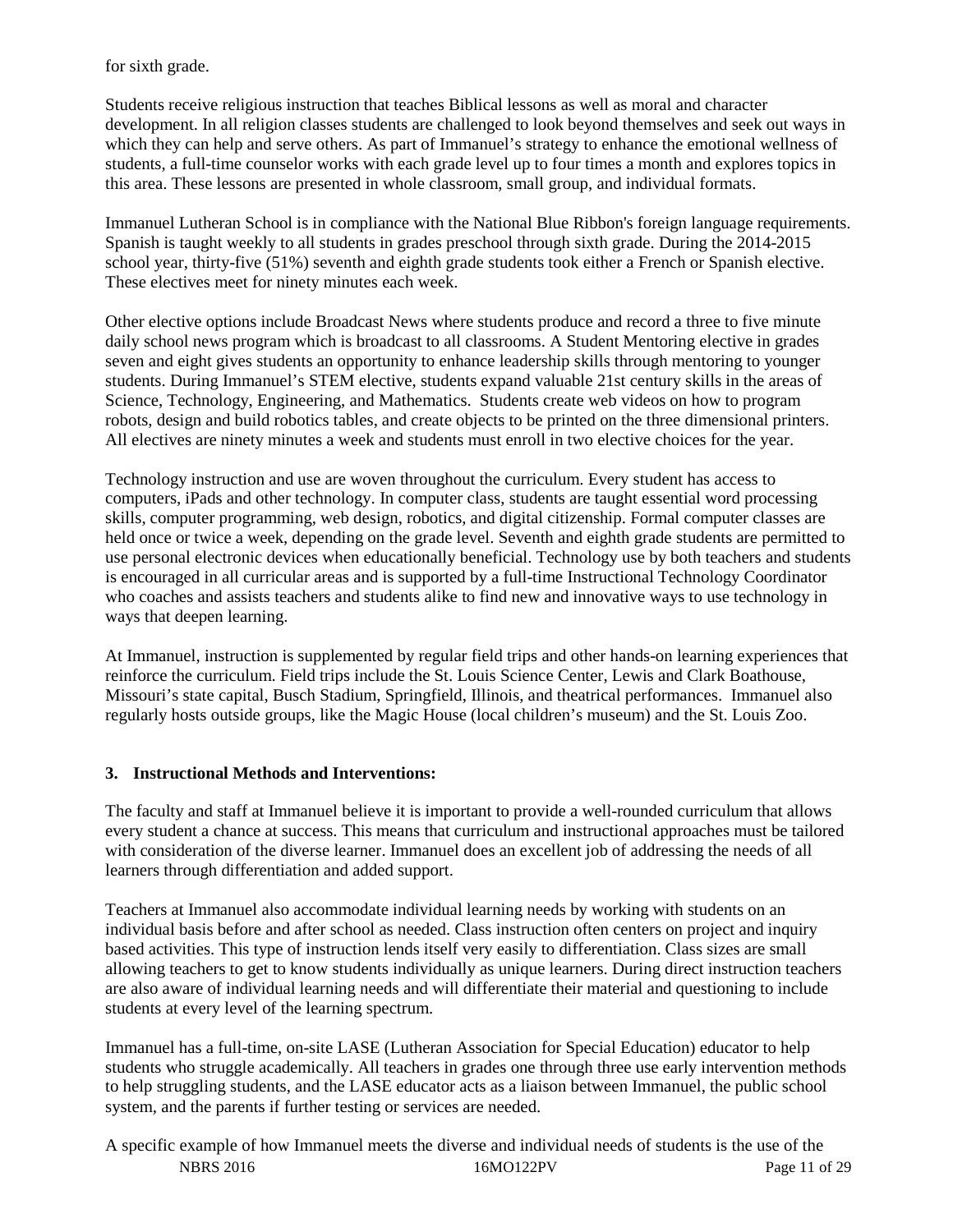for sixth grade.

Students receive religious instruction that teaches Biblical lessons as well as moral and character development. In all religion classes students are challenged to look beyond themselves and seek out ways in which they can help and serve others. As part of Immanuel's strategy to enhance the emotional wellness of students, a full-time counselor works with each grade level up to four times a month and explores topics in this area. These lessons are presented in whole classroom, small group, and individual formats.

Immanuel Lutheran School is in compliance with the National Blue Ribbon's foreign language requirements. Spanish is taught weekly to all students in grades preschool through sixth grade. During the 2014-2015 school year, thirty-five (51%) seventh and eighth grade students took either a French or Spanish elective. These electives meet for ninety minutes each week.

Other elective options include Broadcast News where students produce and record a three to five minute daily school news program which is broadcast to all classrooms. A Student Mentoring elective in grades seven and eight gives students an opportunity to enhance leadership skills through mentoring to younger students. During Immanuel's STEM elective, students expand valuable 21st century skills in the areas of Science, Technology, Engineering, and Mathematics. Students create web videos on how to program robots, design and build robotics tables, and create objects to be printed on the three dimensional printers. All electives are ninety minutes a week and students must enroll in two elective choices for the year.

Technology instruction and use are woven throughout the curriculum. Every student has access to computers, iPads and other technology. In computer class, students are taught essential word processing skills, computer programming, web design, robotics, and digital citizenship. Formal computer classes are held once or twice a week, depending on the grade level. Seventh and eighth grade students are permitted to use personal electronic devices when educationally beneficial. Technology use by both teachers and students is encouraged in all curricular areas and is supported by a full-time Instructional Technology Coordinator who coaches and assists teachers and students alike to find new and innovative ways to use technology in ways that deepen learning.

At Immanuel, instruction is supplemented by regular field trips and other hands-on learning experiences that reinforce the curriculum. Field trips include the St. Louis Science Center, Lewis and Clark Boathouse, Missouri's state capital, Busch Stadium, Springfield, Illinois, and theatrical performances. Immanuel also regularly hosts outside groups, like the Magic House (local children's museum) and the St. Louis Zoo.

**3. Instructional Methods and Interventions:**

The faculty and staff at Immanuel believe it is important to provide a well-rounded curriculum that allows every student a chance at success. This means that curriculum and instructional approaches must be tailored with consideration of the diverse learner. Immanuel does an excellent job of addressing the needs of all learners through differentiation and added support.

Teachers at Immanuel also accommodate individual learning needs by working with students on an individual basis before and after school as needed. Class instruction often centers on project and inquiry based activities. This type of instruction lends itself very easily to differentiation. Class sizes are small allowing teachers to get to know students individually as unique learners. During direct instruction teachers are also aware of individual learning needs and will differentiate their material and questioning to include students at every level of the learning spectrum.

Immanuel has a full-time, on-site LASE (Lutheran Association for Special Education) educator to help students who struggle academically. All teachers in grades one through three use early intervention methods to help struggling students, and the LASE educator acts as a liaison between Immanuel, the public school system, and the parents if further testing or services are needed.

A specific example of how Immanuel meets the diverse and individual needs of students is the use of the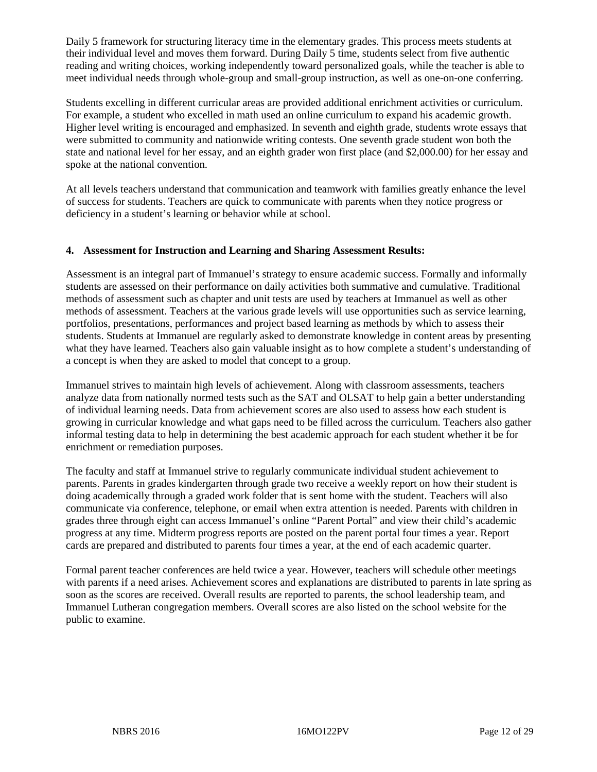Daily 5 framework for structuring literacy time in the elementary grades. This process meets students at their individual level and moves them forward. During Daily 5 time, students select from five authentic reading and writing choices, working independently toward personalized goals, while the teacher is able to meet individual needs through whole-group and small-group instruction, as well as one-on-one conferring.

Students excelling in different curricular areas are provided additional enrichment activities or curriculum. For example, a student who excelled in math used an online curriculum to expand his academic growth. Higher level writing is encouraged and emphasized. In seventh and eighth grade, students wrote essays that were submitted to community and nationwide writing contests. One seventh grade student won both the state and national level for her essay, and an eighth grader won first place (and $2,000.00) for her essay and spoke at the national convention.

At all levels teachers understand that communication and teamwork with families greatly enhance the level of success for students. Teachers are quick to communicate with parents when they notice progress or deficiency in a student's learning or behavior while at school.

**4. Assessment for Instruction and Learning and Sharing Assessment Results:**

Assessment is an integral part of Immanuel's strategy to ensure academic success. Formally and informally students are assessed on their performance on daily activities both summative and cumulative. Traditional methods of assessment such as chapter and unit tests are used by teachers at Immanuel as well as other methods of assessment. Teachers at the various grade levels will use opportunities such as service learning, portfolios, presentations, performances and project based learning as methods by which to assess their students. Students at Immanuel are regularly asked to demonstrate knowledge in content areas by presenting what they have learned. Teachers also gain valuable insight as to how complete a student's understanding of a concept is when they are asked to model that concept to a group.

Immanuel strives to maintain high levels of achievement. Along with classroom assessments, teachers analyze data from nationally normed tests such as the SAT and OLSAT to help gain a better understanding of individual learning needs. Data from achievement scores are also used to assess how each student is growing in curricular knowledge and what gaps need to be filled across the curriculum. Teachers also gather informal testing data to help in determining the best academic approach for each student whether it be for enrichment or remediation purposes.

The faculty and staff at Immanuel strive to regularly communicate individual student achievement to parents. Parents in grades kindergarten through grade two receive a weekly report on how their student is doing academically through a graded work folder that is sent home with the student. Teachers will also communicate via conference, telephone, or email when extra attention is needed. Parents with children in grades three through eight can access Immanuel's online "Parent Portal" and view their child's academic progress at any time. Midterm progress reports are posted on the parent portal four times a year. Report cards are prepared and distributed to parents four times a year, at the end of each academic quarter.

Formal parent teacher conferences are held twice a year. However, teachers will schedule other meetings with parents if a need arises. Achievement scores and explanations are distributed to parents in late spring as soon as the scores are received. Overall results are reported to parents, the school leadership team, and Immanuel Lutheran congregation members. Overall scores are also listed on the school website for the public to examine.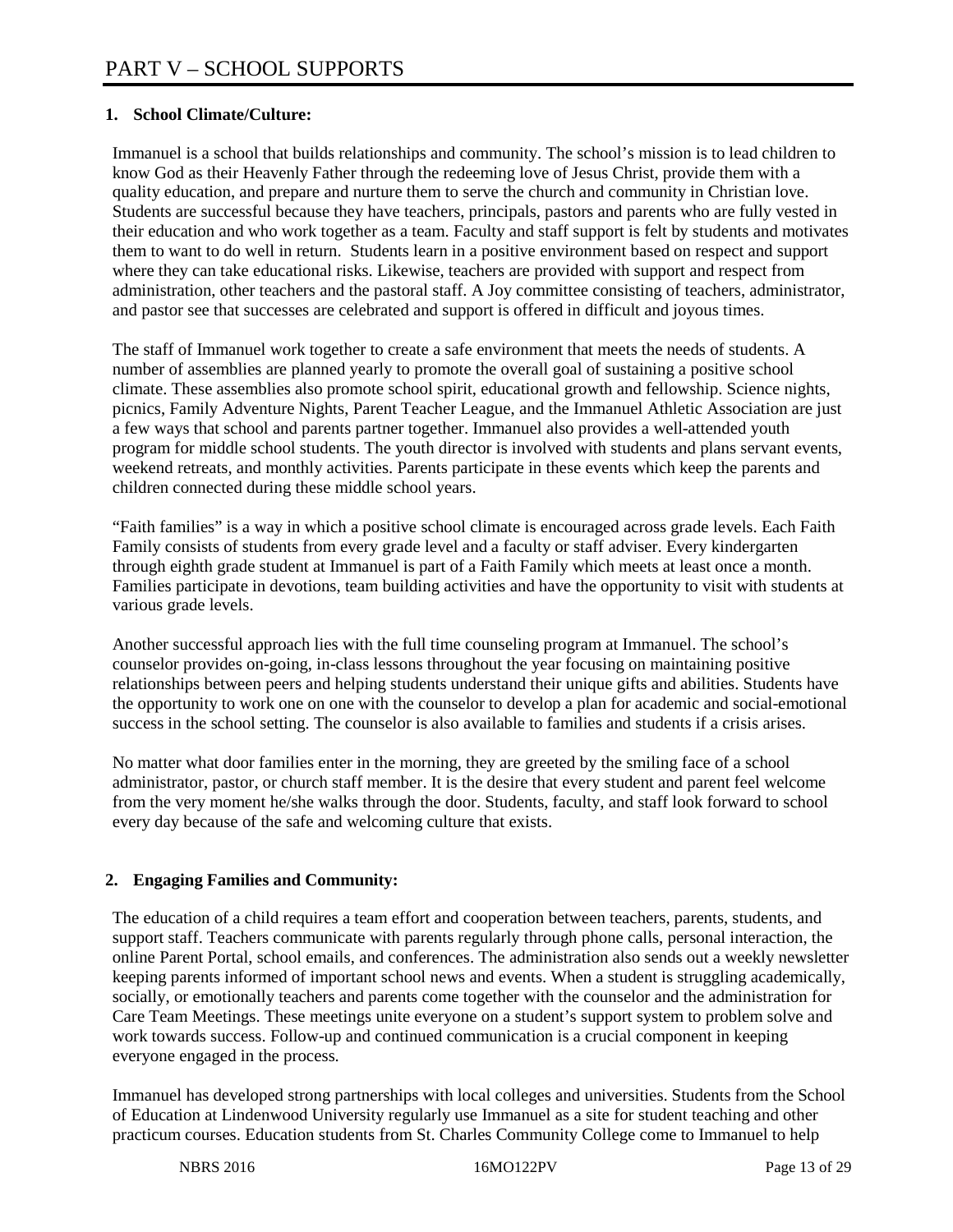# PART V – SCHOOL SUPPORTS

## 1. School Climate/Culture:

Immanuel is a school that builds relationships and community. The school's mission is to lead children to know God as their Heavenly Father through the redeeming love of Jesus Christ, provide them with a quality education, and prepare and nurture them to serve the church and community in Christian love. Students are successful because they have teachers, principals, pastors and parents who are fully vested in their education and who work together as a team. Faculty and staff support is felt by students and motivates them to want to do well in return. Students learn in a positive environment based on respect and support where they can take educational risks. Likewise, teachers are provided with support and respect from administration, other teachers and the pastoral staff. A Joy committee consisting of teachers, administrator, and pastor see that successes are celebrated and support is offered in difficult and joyous times.

The staff of Immanuel work together to create a safe environment that meets the needs of students. A number of assemblies are planned yearly to promote the overall goal of sustaining a positive school climate. These assemblies also promote school spirit, educational growth and fellowship. Science nights, picnics, Family Adventure Nights, Parent Teacher League, and the Immanuel Athletic Association are just a few ways that school and parents partner together. Immanuel also provides a well-attended youth program for middle school students. The youth director is involved with students and plans servant events, weekend retreats, and monthly activities. Parents participate in these events which keep the parents and children connected during these middle school years.

"Faith families" is a way in which a positive school climate is encouraged across grade levels. Each Faith Family consists of students from every grade level and a faculty or staff adviser. Every kindergarten through eighth grade student at Immanuel is part of a Faith Family which meets at least once a month. Families participate in devotions, team building activities and have the opportunity to visit with students at various grade levels.

Another successful approach lies with the full time counseling program at Immanuel. The school's counselor provides on-going, in-class lessons throughout the year focusing on maintaining positive relationships between peers and helping students understand their unique gifts and abilities. Students have the opportunity to work one on one with the counselor to develop a plan for academic and social-emotional success in the school setting. The counselor is also available to families and students if a crisis arises.

No matter what door families enter in the morning, they are greeted by the smiling face of a school administrator, pastor, or church staff member. It is the desire that every student and parent feel welcome from the very moment he/she walks through the door. Students, faculty, and staff look forward to school every day because of the safe and welcoming culture that exists.

## 2. Engaging Families and Community:

The education of a child requires a team effort and cooperation between teachers, parents, students, and support staff. Teachers communicate with parents regularly through phone calls, personal interaction, the online Parent Portal, school emails, and conferences. The administration also sends out a weekly newsletter keeping parents informed of important school news and events. When a student is struggling academically, socially, or emotionally teachers and parents come together with the counselor and the administration for Care Team Meetings. These meetings unite everyone on a student's support system to problem solve and work towards success. Follow-up and continued communication is a crucial component in keeping everyone engaged in the process.

Immanuel has developed strong partnerships with local colleges and universities. Students from the School of Education at Lindenwood University regularly use Immanuel as a site for student teaching and other practicum courses. Education students from St. Charles Community College come to Immanuel to help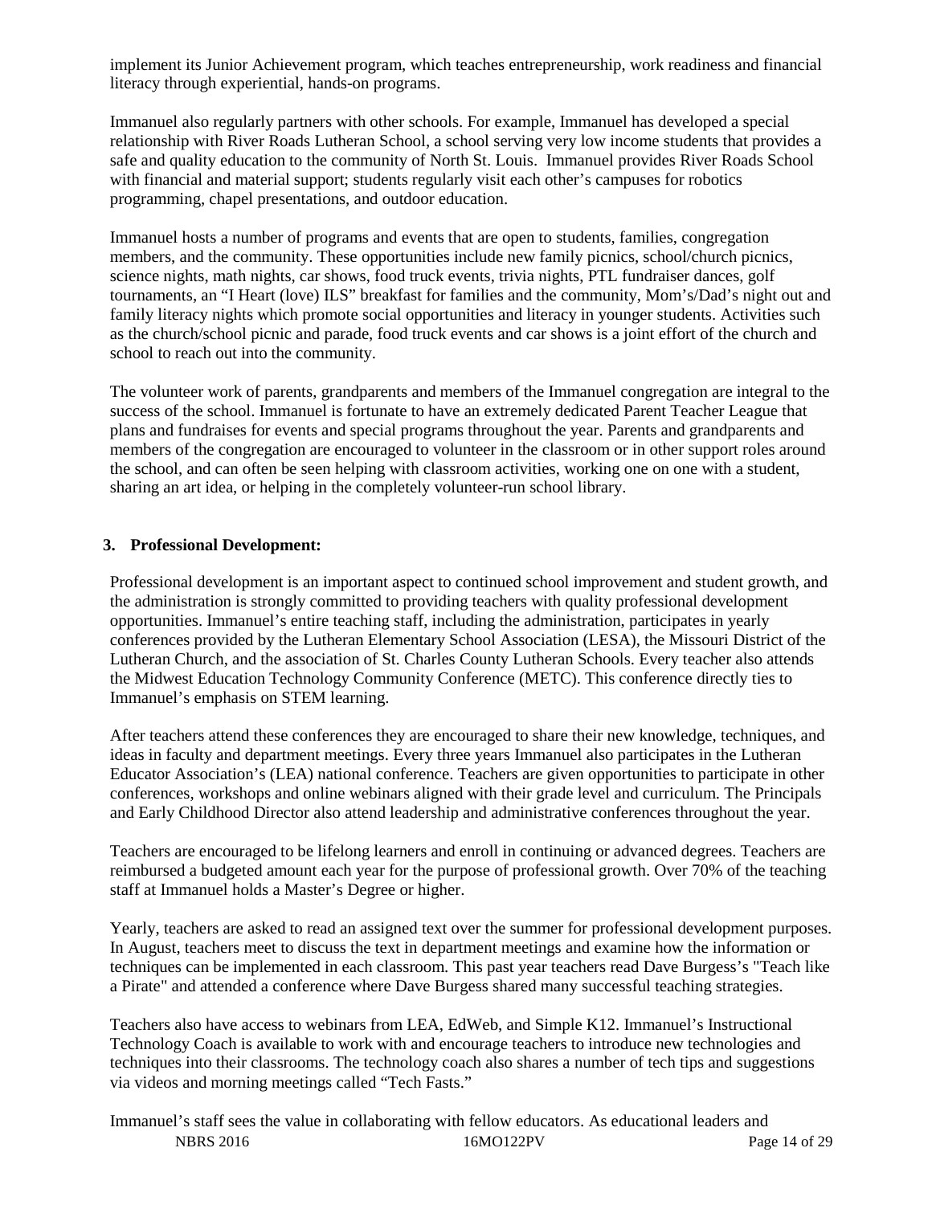implement its Junior Achievement program, which teaches entrepreneurship, work readiness and financial literacy through experiential, hands-on programs.

Immanuel also regularly partners with other schools. For example, Immanuel has developed a special relationship with River Roads Lutheran School, a school serving very low income students that provides a safe and quality education to the community of North St. Louis. Immanuel provides River Roads School with financial and material support; students regularly visit each other's campuses for robotics programming, chapel presentations, and outdoor education.

Immanuel hosts a number of programs and events that are open to students, families, congregation members, and the community. These opportunities include new family picnics, school/church picnics, science nights, math nights, car shows, food truck events, trivia nights, PTL fundraiser dances, golf tournaments, an "I Heart (love) ILS" breakfast for families and the community, Mom's/Dad's night out and family literacy nights which promote social opportunities and literacy in younger students. Activities such as the church/school picnic and parade, food truck events and car shows is a joint effort of the church and school to reach out into the community.

The volunteer work of parents, grandparents and members of the Immanuel congregation are integral to the success of the school. Immanuel is fortunate to have an extremely dedicated Parent Teacher League that plans and fundraises for events and special programs throughout the year. Parents and grandparents and members of the congregation are encouraged to volunteer in the classroom or in other support roles around the school, and can often be seen helping with classroom activities, working one on one with a student, sharing an art idea, or helping in the completely volunteer-run school library.

**3. Professional Development:**

Professional development is an important aspect to continued school improvement and student growth, and the administration is strongly committed to providing teachers with quality professional development opportunities. Immanuel's entire teaching staff, including the administration, participates in yearly conferences provided by the Lutheran Elementary School Association (LESA), the Missouri District of the Lutheran Church, and the association of St. Charles County Lutheran Schools. Every teacher also attends the Midwest Education Technology Community Conference (METC). This conference directly ties to Immanuel's emphasis on STEM learning.

After teachers attend these conferences they are encouraged to share their new knowledge, techniques, and ideas in faculty and department meetings. Every three years Immanuel also participates in the Lutheran Educator Association's (LEA) national conference. Teachers are given opportunities to participate in other conferences, workshops and online webinars aligned with their grade level and curriculum. The Principals and Early Childhood Director also attend leadership and administrative conferences throughout the year.

Teachers are encouraged to be lifelong learners and enroll in continuing or advanced degrees. Teachers are reimbursed a budgeted amount each year for the purpose of professional growth. Over 70% of the teaching staff at Immanuel holds a Master's Degree or higher.

Yearly, teachers are asked to read an assigned text over the summer for professional development purposes. In August, teachers meet to discuss the text in department meetings and examine how the information or techniques can be implemented in each classroom. This past year teachers read Dave Burgess's "Teach like a Pirate" and attended a conference where Dave Burgess shared many successful teaching strategies.

Teachers also have access to webinars from LEA, EdWeb, and Simple K12. Immanuel's Instructional Technology Coach is available to work with and encourage teachers to introduce new technologies and techniques into their classrooms. The technology coach also shares a number of tech tips and suggestions via videos and morning meetings called "Tech Fasts."

Immanuel's staff sees the value in collaborating with fellow educators. As educational leaders and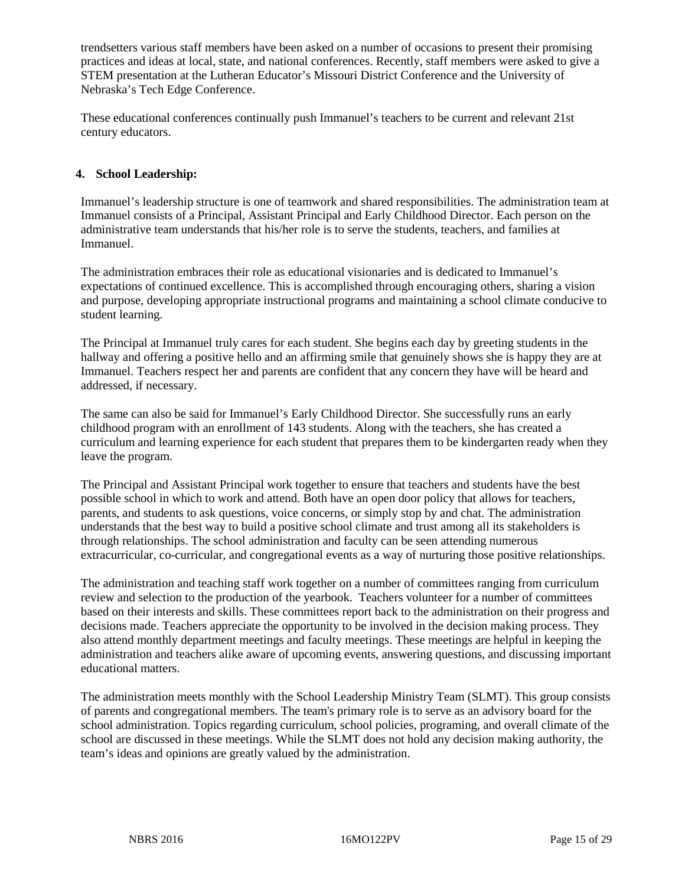trendsetters various staff members have been asked on a number of occasions to present their promising practices and ideas at local, state, and national conferences. Recently, staff members were asked to give a STEM presentation at the Lutheran Educator's Missouri District Conference and the University of Nebraska's Tech Edge Conference.

These educational conferences continually push Immanuel's teachers to be current and relevant 21st century educators.

## 4. School Leadership:

Immanuel's leadership structure is one of teamwork and shared responsibilities. The administration team at Immanuel consists of a Principal, Assistant Principal and Early Childhood Director. Each person on the administrative team understands that his/her role is to serve the students, teachers, and families at Immanuel.

The administration embraces their role as educational visionaries and is dedicated to Immanuel's expectations of continued excellence. This is accomplished through encouraging others, sharing a vision and purpose, developing appropriate instructional programs and maintaining a school climate conducive to student learning.

The Principal at Immanuel truly cares for each student. She begins each day by greeting students in the hallway and offering a positive hello and an affirming smile that genuinely shows she is happy they are at Immanuel. Teachers respect her and parents are confident that any concern they have will be heard and addressed, if necessary.

The same can also be said for Immanuel's Early Childhood Director. She successfully runs an early childhood program with an enrollment of 143 students. Along with the teachers, she has created a curriculum and learning experience for each student that prepares them to be kindergarten ready when they leave the program.

The Principal and Assistant Principal work together to ensure that teachers and students have the best possible school in which to work and attend. Both have an open door policy that allows for teachers, parents, and students to ask questions, voice concerns, or simply stop by and chat. The administration understands that the best way to build a positive school climate and trust among all its stakeholders is through relationships. The school administration and faculty can be seen attending numerous extracurricular, co-curricular, and congregational events as a way of nurturing those positive relationships.

The administration and teaching staff work together on a number of committees ranging from curriculum review and selection to the production of the yearbook. Teachers volunteer for a number of committees based on their interests and skills. These committees report back to the administration on their progress and decisions made. Teachers appreciate the opportunity to be involved in the decision making process. They also attend monthly department meetings and faculty meetings. These meetings are helpful in keeping the administration and teachers alike aware of upcoming events, answering questions, and discussing important educational matters.

The administration meets monthly with the School Leadership Ministry Team (SLMT). This group consists of parents and congregational members. The team's primary role is to serve as an advisory board for the school administration. Topics regarding curriculum, school policies, programing, and overall climate of the school are discussed in these meetings. While the SLMT does not hold any decision making authority, the team's ideas and opinions are greatly valued by the administration.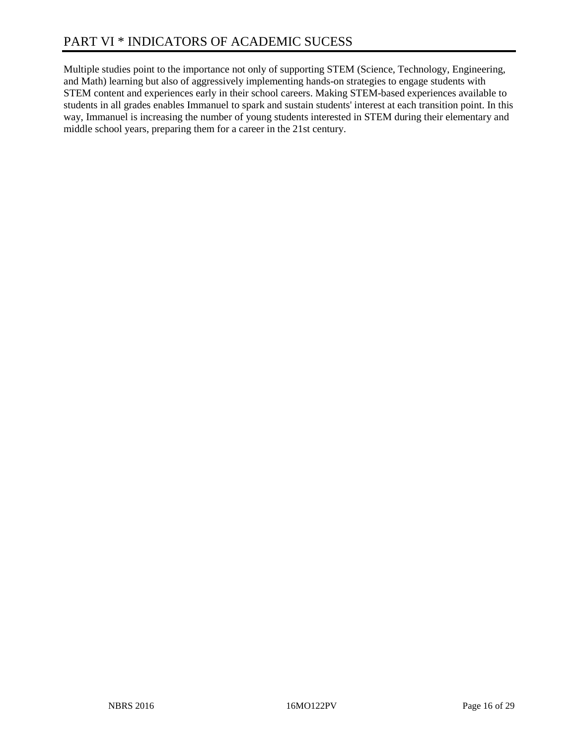# PART VI * INDICATORS OF ACADEMIC SUCESS

Multiple studies point to the importance not only of supporting STEM (Science, Technology, Engineering, and Math) learning but also of aggressively implementing hands-on strategies to engage students with STEM content and experiences early in their school careers. Making STEM-based experiences available to students in all grades enables Immanuel to spark and sustain students' interest at each transition point. In this way, Immanuel is increasing the number of young students interested in STEM during their elementary and middle school years, preparing them for a career in the 21st century.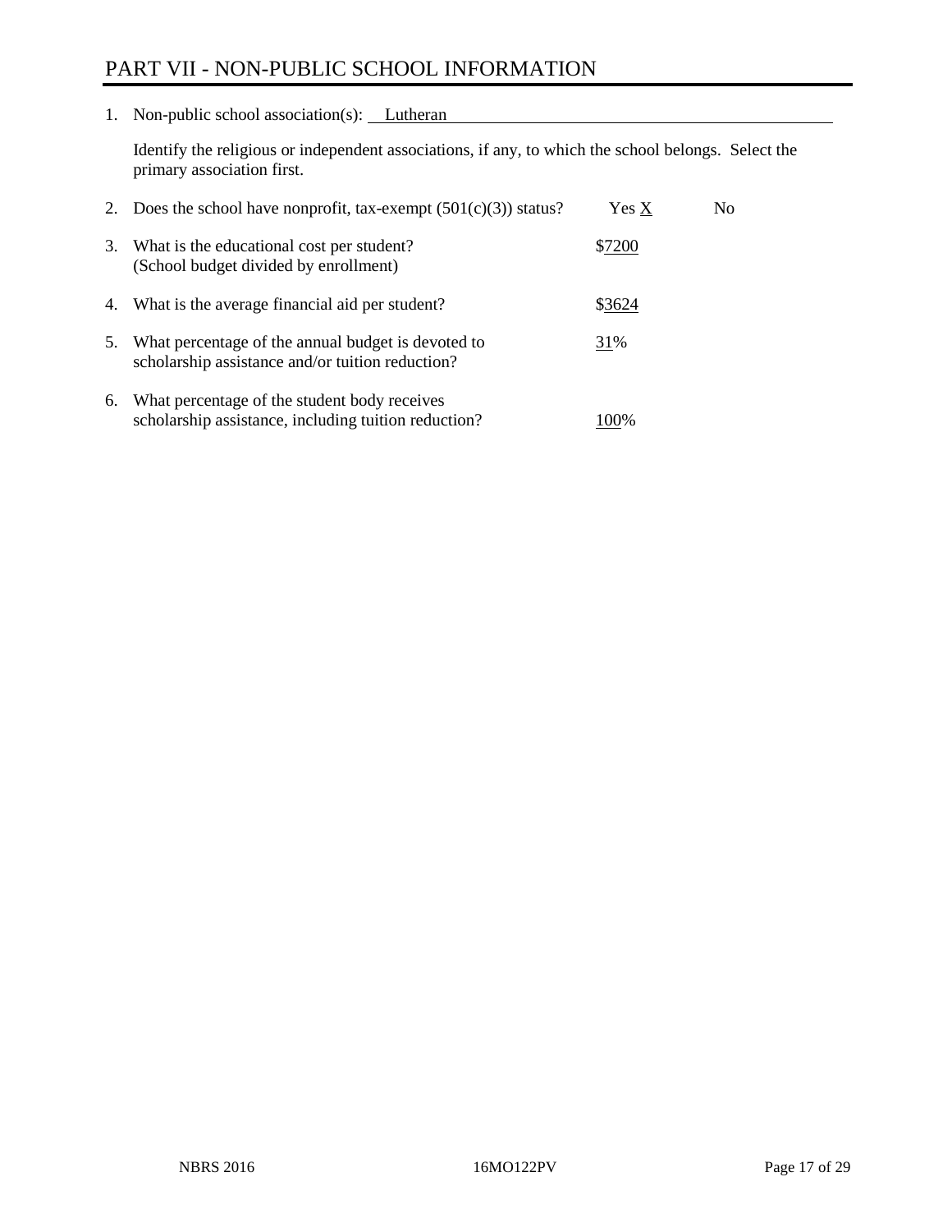# PART VII - NON-PUBLIC SCHOOL INFORMATION

1. Non-public school association(s): Lutheran

   Identify the religious or independent associations, if any, to which the school belongs. Select the primary association first.

2. Does the school have nonprofit, tax-exempt (501(c)(3)) status? Yes X No

3. What is the educational cost per student? (School budget divided by enrollment) $7200

4. What is the average financial aid per student? $3624

5. What percentage of the annual budget is devoted to scholarship assistance and/or tuition reduction? 31%

6. What percentage of the student body receives scholarship assistance, including tuition reduction? 100%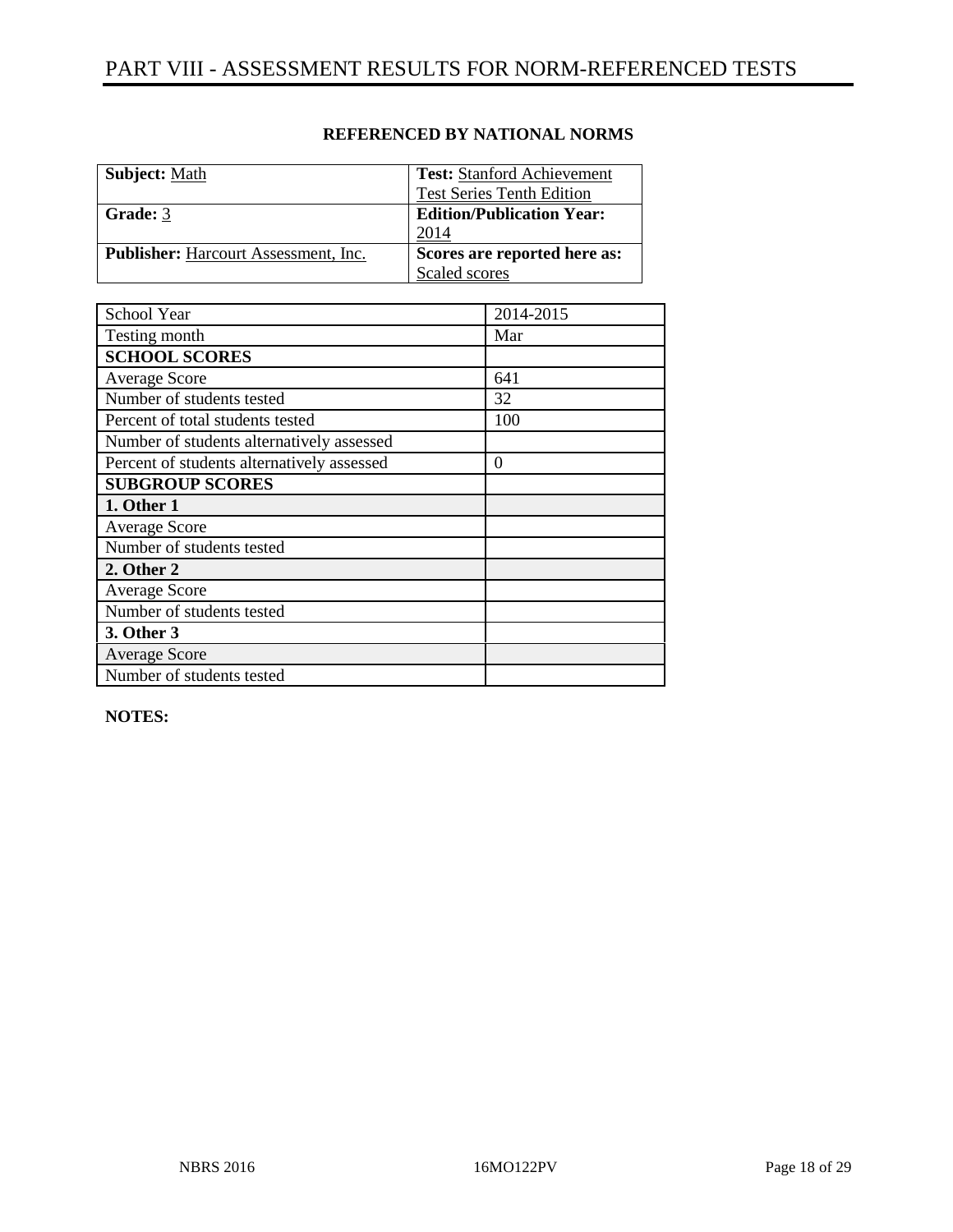# PART VIII - ASSESSMENT RESULTS FOR NORM-REFERENCED TESTS

**REFERENCED BY NATIONAL NORMS**

| | |
|---|---|
| **Subject:** Math | **Test:** Stanford Achievement Test Series Tenth Edition |
| **Grade:** 3 | **Edition/Publication Year:** 2014 |
| **Publisher:** Harcourt Assessment, Inc. | **Scores are reported here as:** Scaled scores |

| School Year | 2014-2015 |
|---|---|
| Testing month | Mar |
| **SCHOOL SCORES** | |
| Average Score | 641 |
| Number of students tested | 32 |
| Percent of total students tested | 100 |
| Number of students alternatively assessed | |
| Percent of students alternatively assessed | 0 |
| **SUBGROUP SCORES** | |
| **1. Other 1** | |
| Average Score | |
| Number of students tested | |
| **2. Other 2** | |
| Average Score | |
| Number of students tested | |
| **3. Other 3** | |
| Average Score | |
| Number of students tested | |

**NOTES:**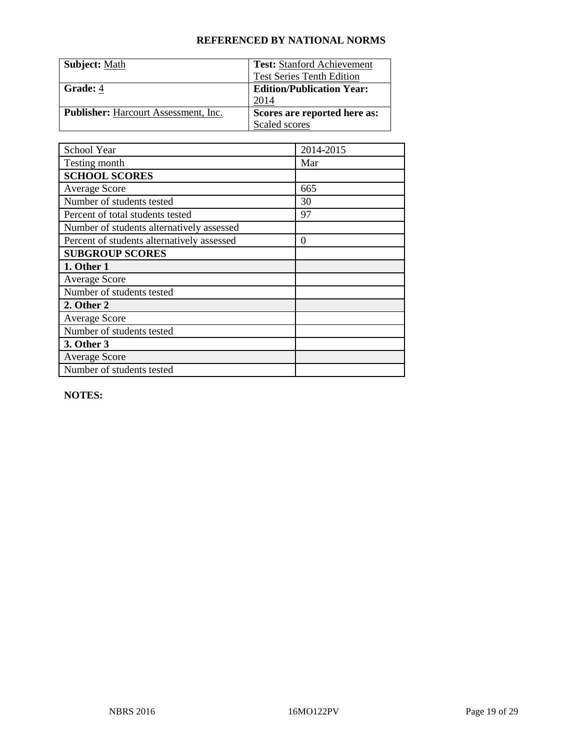## REFERENCED BY NATIONAL NORMS

| | |
|---|---|
| **Subject:** Math | **Test:** Stanford Achievement Test Series Tenth Edition |
| **Grade:** 4 | **Edition/Publication Year:** 2014 |
| **Publisher:** Harcourt Assessment, Inc. | **Scores are reported here as:** Scaled scores |

| School Year | 2014-2015 |
|---|---|
| Testing month | Mar |
| **SCHOOL SCORES** | |
| Average Score | 665 |
| Number of students tested | 30 |
| Percent of total students tested | 97 |
| Number of students alternatively assessed | |
| Percent of students alternatively assessed | 0 |
| **SUBGROUP SCORES** | |
| **1. Other 1** | |
| Average Score | |
| Number of students tested | |
| **2. Other 2** | |
| Average Score | |
| Number of students tested | |
| **3. Other 3** | |
| Average Score | |
| Number of students tested | |

**NOTES:**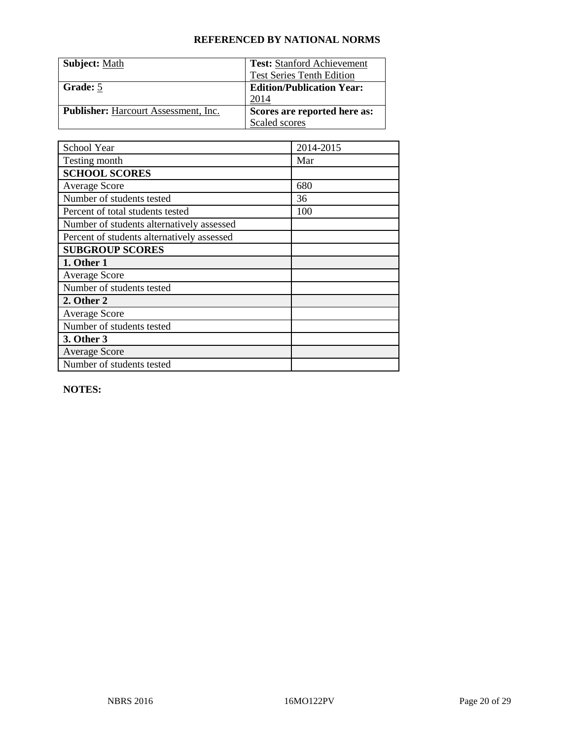**REFERENCED BY NATIONAL NORMS**

| **Subject:** Math | **Test:** Stanford Achievement Test Series Tenth Edition |
|---|---|
| **Grade:** 5 | **Edition/Publication Year:** 2014 |
| **Publisher:** Harcourt Assessment, Inc. | **Scores are reported here as:** Scaled scores |

| School Year | 2014-2015 |
|---|---|
| Testing month | Mar |
| **SCHOOL SCORES** | |
| Average Score | 680 |
| Number of students tested | 36 |
| Percent of total students tested | 100 |
| Number of students alternatively assessed | |
| Percent of students alternatively assessed | |
| **SUBGROUP SCORES** | |
| **1. Other 1** | |
| Average Score | |
| Number of students tested | |
| **2. Other 2** | |
| Average Score | |
| Number of students tested | |
| **3. Other 3** | |
| Average Score | |
| Number of students tested | |

**NOTES:**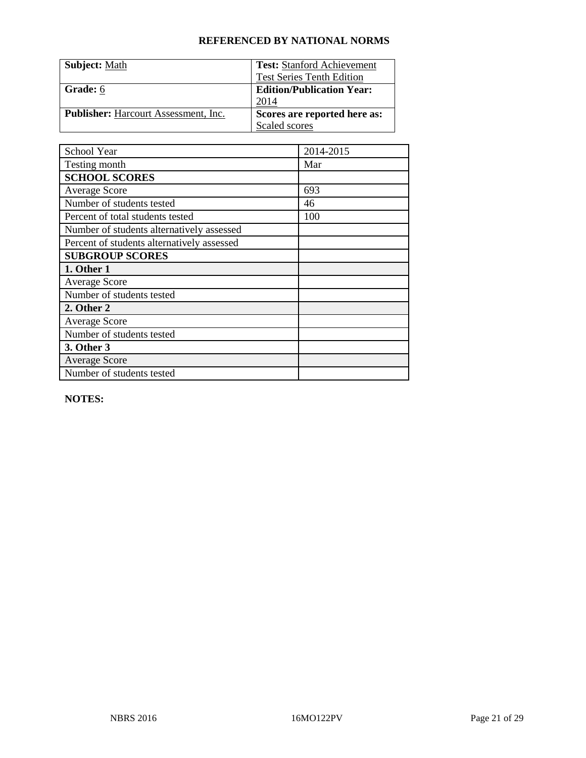**REFERENCED BY NATIONAL NORMS**

| **Subject:** Math | **Test:** Stanford Achievement Test Series Tenth Edition |
|---|---|
| **Grade:** 6 | **Edition/Publication Year:** 2014 |
| **Publisher:** Harcourt Assessment, Inc. | **Scores are reported here as:** Scaled scores |

| School Year | 2014-2015 |
|---|---|
| Testing month | Mar |
| **SCHOOL SCORES** | |
| Average Score | 693 |
| Number of students tested | 46 |
| Percent of total students tested | 100 |
| Number of students alternatively assessed | |
| Percent of students alternatively assessed | |
| **SUBGROUP SCORES** | |
| **1. Other 1** | |
| Average Score | |
| Number of students tested | |
| **2. Other 2** | |
| Average Score | |
| Number of students tested | |
| **3. Other 3** | |
| Average Score | |
| Number of students tested | |

**NOTES:**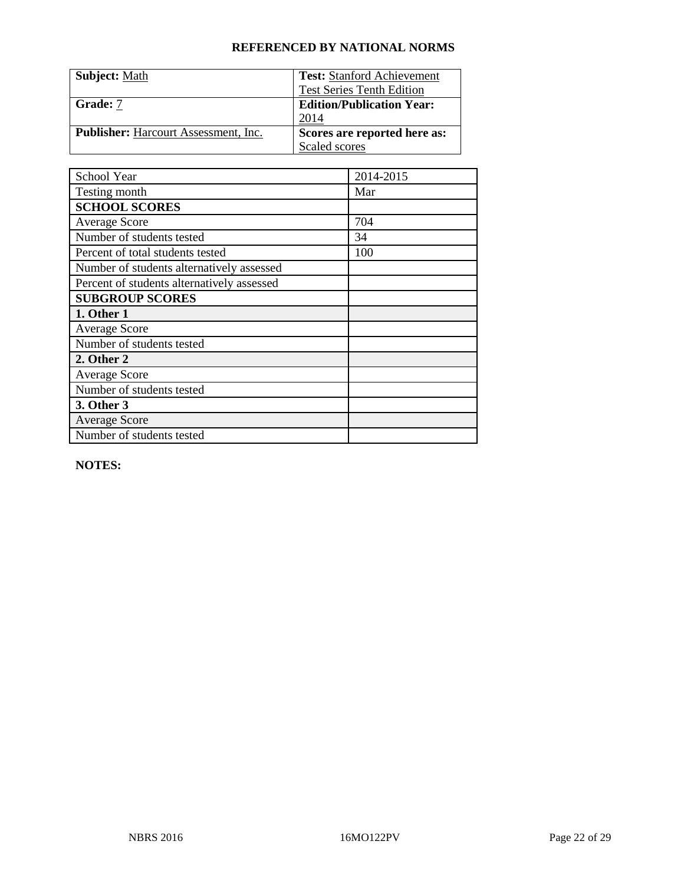**REFERENCED BY NATIONAL NORMS**

| **Subject:** Math | **Test:** Stanford Achievement Test Series Tenth Edition |
|---|---|
| **Grade:** 7 | **Edition/Publication Year:** 2014 |
| **Publisher:** Harcourt Assessment, Inc. | **Scores are reported here as:** Scaled scores |

| School Year | 2014-2015 |
|---|---|
| Testing month | Mar |
| **SCHOOL SCORES** | |
| Average Score | 704 |
| Number of students tested | 34 |
| Percent of total students tested | 100 |
| Number of students alternatively assessed | |
| Percent of students alternatively assessed | |
| **SUBGROUP SCORES** | |
| **1. Other 1** | |
| Average Score | |
| Number of students tested | |
| **2. Other 2** | |
| Average Score | |
| Number of students tested | |
| **3. Other 3** | |
| Average Score | |
| Number of students tested | |

**NOTES:**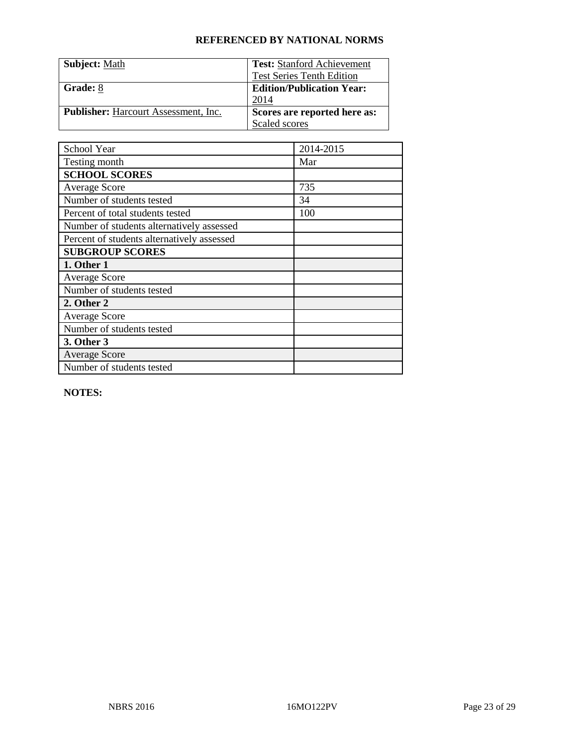**REFERENCED BY NATIONAL NORMS**

| **Subject:** Math | **Test:** Stanford Achievement Test Series Tenth Edition |
|---|---|
| **Grade:** 8 | **Edition/Publication Year:** 2014 |
| **Publisher:** Harcourt Assessment, Inc. | **Scores are reported here as:** Scaled scores |

| School Year | 2014-2015 |
|---|---|
| Testing month | Mar |
| **SCHOOL SCORES** | |
| Average Score | 735 |
| Number of students tested | 34 |
| Percent of total students tested | 100 |
| Number of students alternatively assessed | |
| Percent of students alternatively assessed | |
| **SUBGROUP SCORES** | |
| **1. Other 1** | |
| Average Score | |
| Number of students tested | |
| **2. Other 2** | |
| Average Score | |
| Number of students tested | |
| **3. Other 3** | |
| Average Score | |
| Number of students tested | |

**NOTES:**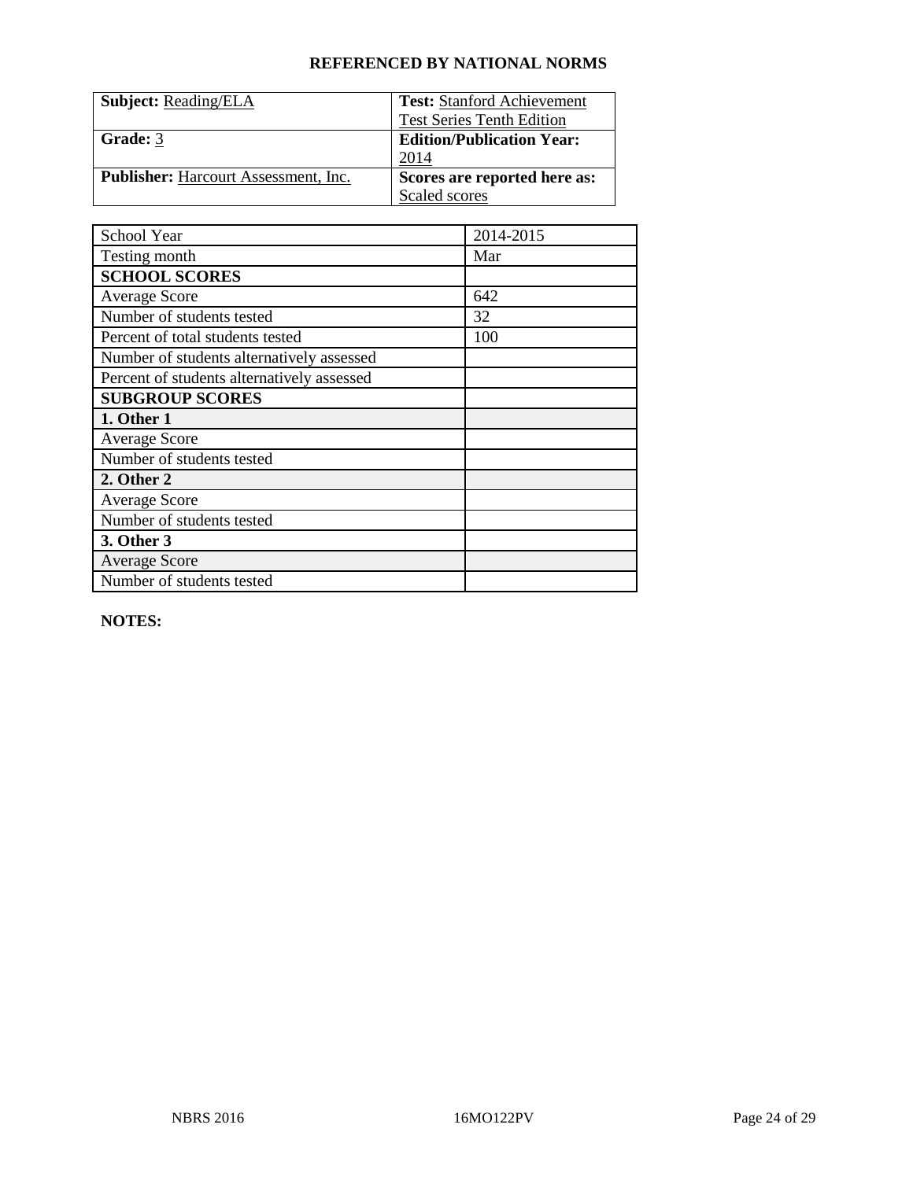**REFERENCED BY NATIONAL NORMS**

| **Subject:** Reading/ELA | **Test:** Stanford Achievement Test Series Tenth Edition |
| --- | --- |
| **Grade:** 3 | **Edition/Publication Year:** 2014 |
| **Publisher:** Harcourt Assessment, Inc. | **Scores are reported here as:** Scaled scores |

| School Year | 2014-2015 |
| --- | --- |
| Testing month | Mar |
| **SCHOOL SCORES** | |
| Average Score | 642 |
| Number of students tested | 32 |
| Percent of total students tested | 100 |
| Number of students alternatively assessed | |
| Percent of students alternatively assessed | |
| **SUBGROUP SCORES** | |
| **1. Other 1** | |
| Average Score | |
| Number of students tested | |
| **2. Other 2** | |
| Average Score | |
| Number of students tested | |
| **3. Other 3** | |
| Average Score | |
| Number of students tested | |

**NOTES:**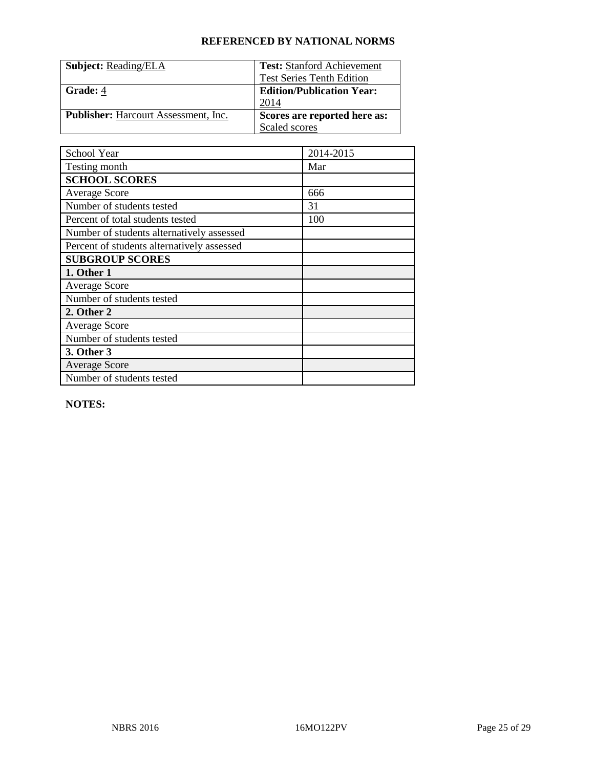**REFERENCED BY NATIONAL NORMS**

| **Subject:** Reading/ELA | **Test:** Stanford Achievement Test Series Tenth Edition |
| --- | --- |
| **Grade:** 4 | **Edition/Publication Year:** 2014 |
| **Publisher:** Harcourt Assessment, Inc. | **Scores are reported here as:** Scaled scores |

| School Year | 2014-2015 |
| --- | --- |
| Testing month | Mar |
| **SCHOOL SCORES** | |
| Average Score | 666 |
| Number of students tested | 31 |
| Percent of total students tested | 100 |
| Number of students alternatively assessed | |
| Percent of students alternatively assessed | |
| **SUBGROUP SCORES** | |
| **1. Other 1** | |
| Average Score | |
| Number of students tested | |
| **2. Other 2** | |
| Average Score | |
| Number of students tested | |
| **3. Other 3** | |
| Average Score | |
| Number of students tested | |

**NOTES:**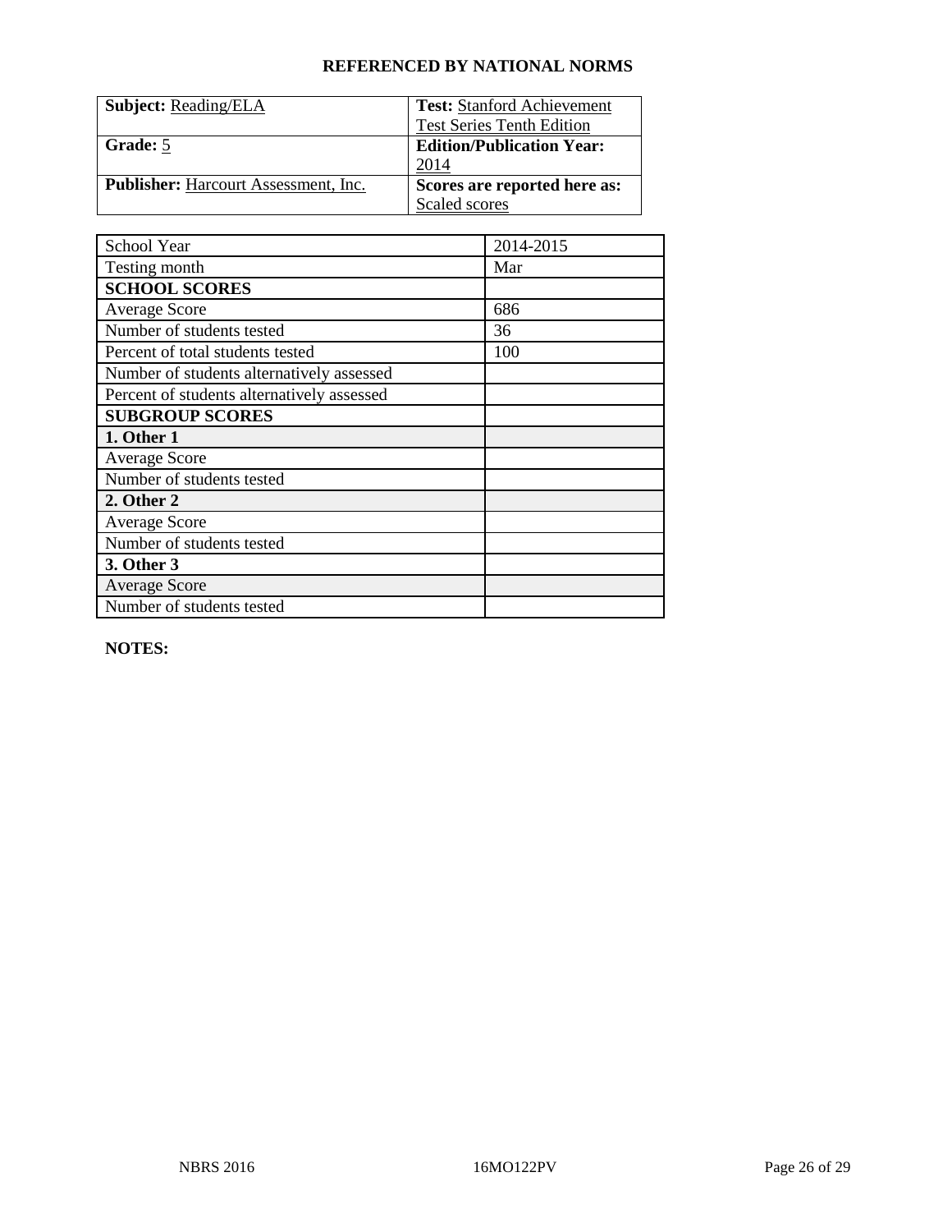**REFERENCED BY NATIONAL NORMS**

| **Subject:** Reading/ELA | **Test:** Stanford Achievement Test Series Tenth Edition |
|---|---|
| **Grade:** 5 | **Edition/Publication Year:** 2014 |
| **Publisher:** Harcourt Assessment, Inc. | **Scores are reported here as:** Scaled scores |

| School Year | 2014-2015 |
|---|---|
| Testing month | Mar |
| **SCHOOL SCORES** | |
| Average Score | 686 |
| Number of students tested | 36 |
| Percent of total students tested | 100 |
| Number of students alternatively assessed | |
| Percent of students alternatively assessed | |
| **SUBGROUP SCORES** | |
| **1. Other 1** | |
| Average Score | |
| Number of students tested | |
| **2. Other 2** | |
| Average Score | |
| Number of students tested | |
| **3. Other 3** | |
| Average Score | |
| Number of students tested | |

**NOTES:**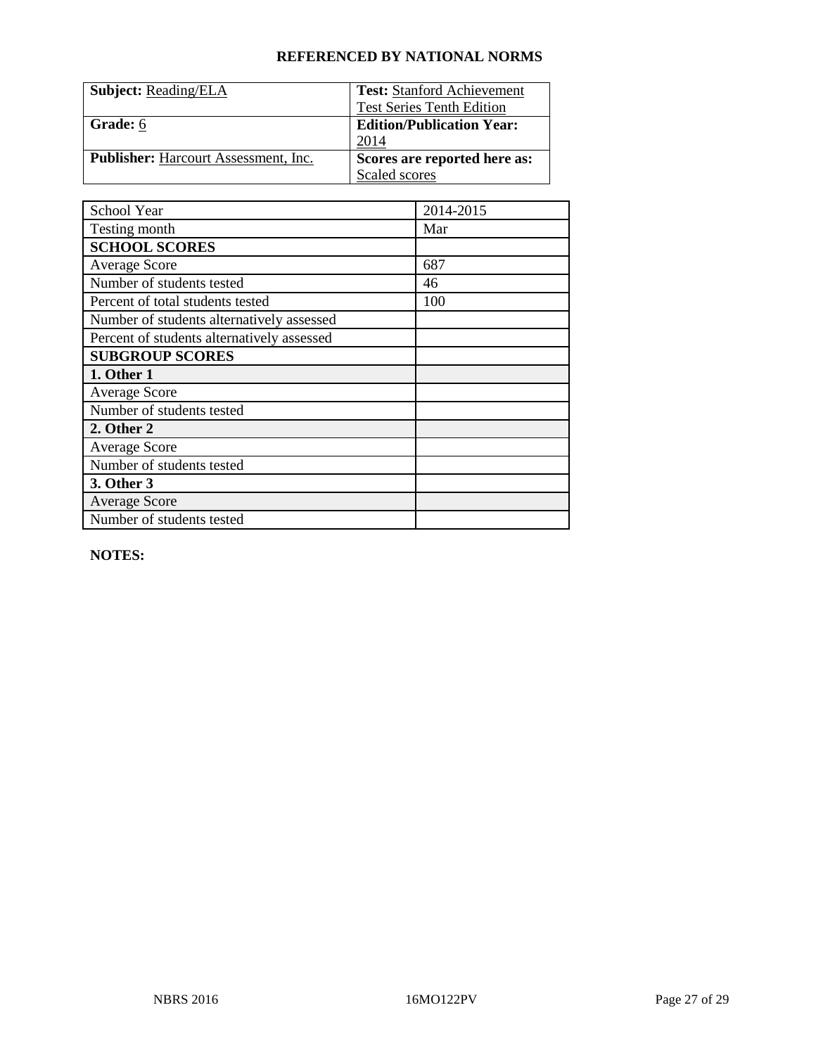**REFERENCED BY NATIONAL NORMS**

| **Subject:** Reading/ELA | **Test:** Stanford Achievement Test Series Tenth Edition |
|---|---|
| **Grade:** 6 | **Edition/Publication Year:** 2014 |
| **Publisher:** Harcourt Assessment, Inc. | **Scores are reported here as:** Scaled scores |

| School Year | 2014-2015 |
|---|---|
| Testing month | Mar |
| **SCHOOL SCORES** | |
| Average Score | 687 |
| Number of students tested | 46 |
| Percent of total students tested | 100 |
| Number of students alternatively assessed | |
| Percent of students alternatively assessed | |
| **SUBGROUP SCORES** | |
| **1. Other 1** | |
| Average Score | |
| Number of students tested | |
| **2. Other 2** | |
| Average Score | |
| Number of students tested | |
| **3. Other 3** | |
| Average Score | |
| Number of students tested | |

**NOTES:**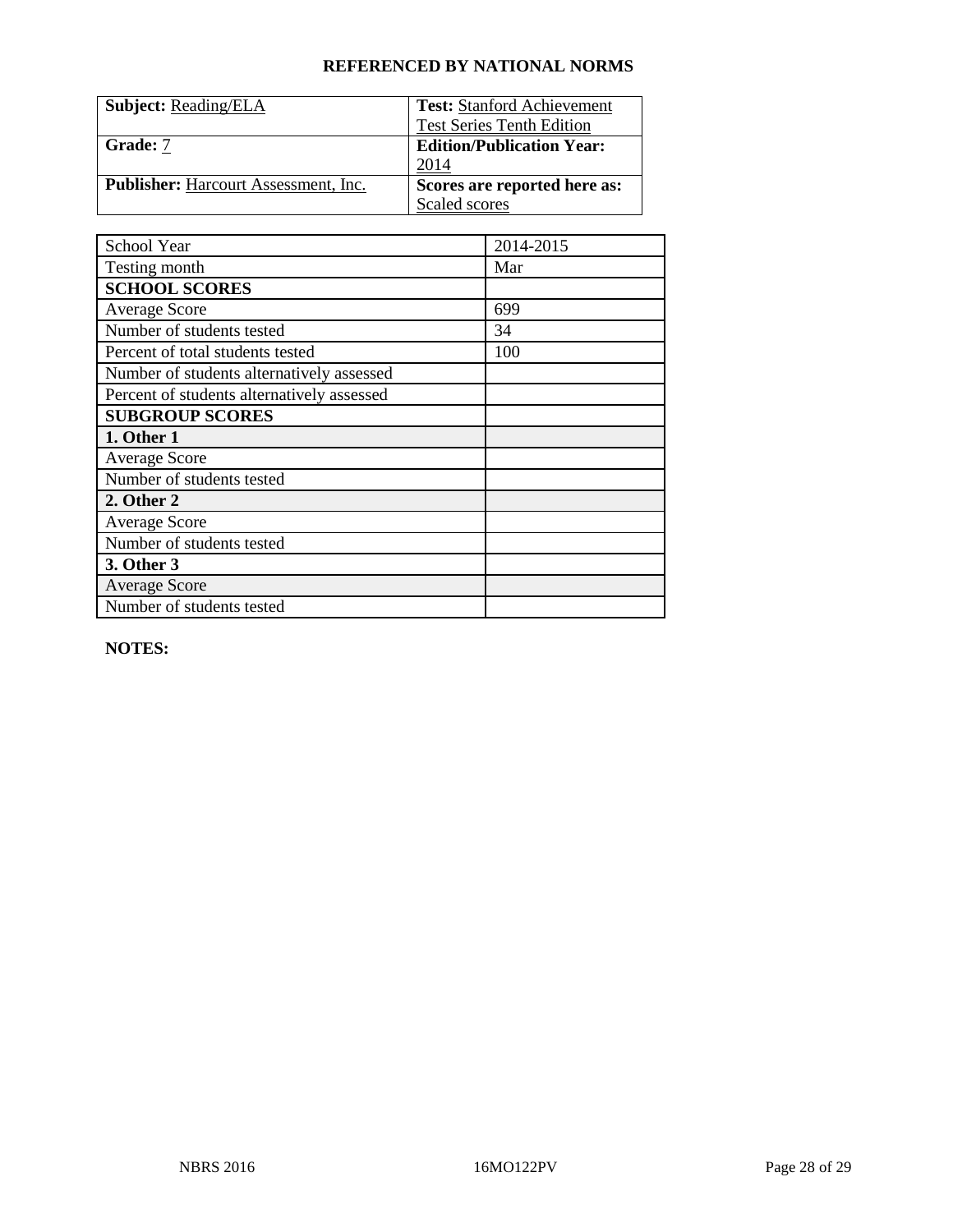**REFERENCED BY NATIONAL NORMS**

| **Subject:** Reading/ELA | **Test:** Stanford Achievement Test Series Tenth Edition |
|---|---|
| **Grade:** 7 | **Edition/Publication Year:** 2014 |
| **Publisher:** Harcourt Assessment, Inc. | **Scores are reported here as:** Scaled scores |

| School Year | 2014-2015 |
|---|---|
| Testing month | Mar |
| **SCHOOL SCORES** | |
| Average Score | 699 |
| Number of students tested | 34 |
| Percent of total students tested | 100 |
| Number of students alternatively assessed | |
| Percent of students alternatively assessed | |
| **SUBGROUP SCORES** | |
| **1. Other 1** | |
| Average Score | |
| Number of students tested | |
| **2. Other 2** | |
| Average Score | |
| Number of students tested | |
| **3. Other 3** | |
| Average Score | |
| Number of students tested | |

**NOTES:**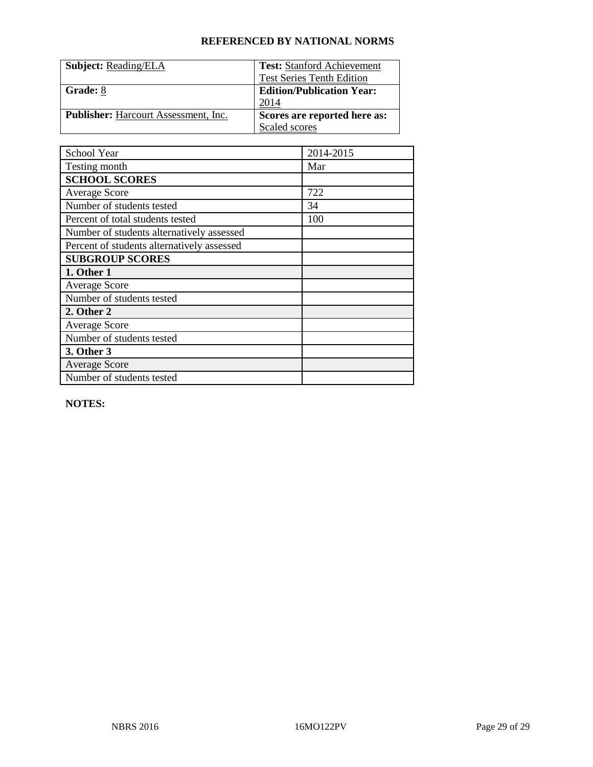**REFERENCED BY NATIONAL NORMS**

| | |
|---|---|
| **Subject:** Reading/ELA | **Test:** Stanford Achievement Test Series Tenth Edition |
| **Grade:** 8 | **Edition/Publication Year:** 2014 |
| **Publisher:** Harcourt Assessment, Inc. | **Scores are reported here as:** Scaled scores |

| | |
|---|---|
| School Year | 2014-2015 |
| Testing month | Mar |
| **SCHOOL SCORES** | |
| Average Score | 722 |
| Number of students tested | 34 |
| Percent of total students tested | 100 |
| Number of students alternatively assessed | |
| Percent of students alternatively assessed | |
| **SUBGROUP SCORES** | |
| **1. Other 1** | |
| Average Score | |
| Number of students tested | |
| **2. Other 2** | |
| Average Score | |
| Number of students tested | |
| **3. Other 3** | |
| Average Score | |
| Number of students tested | |

**NOTES:**